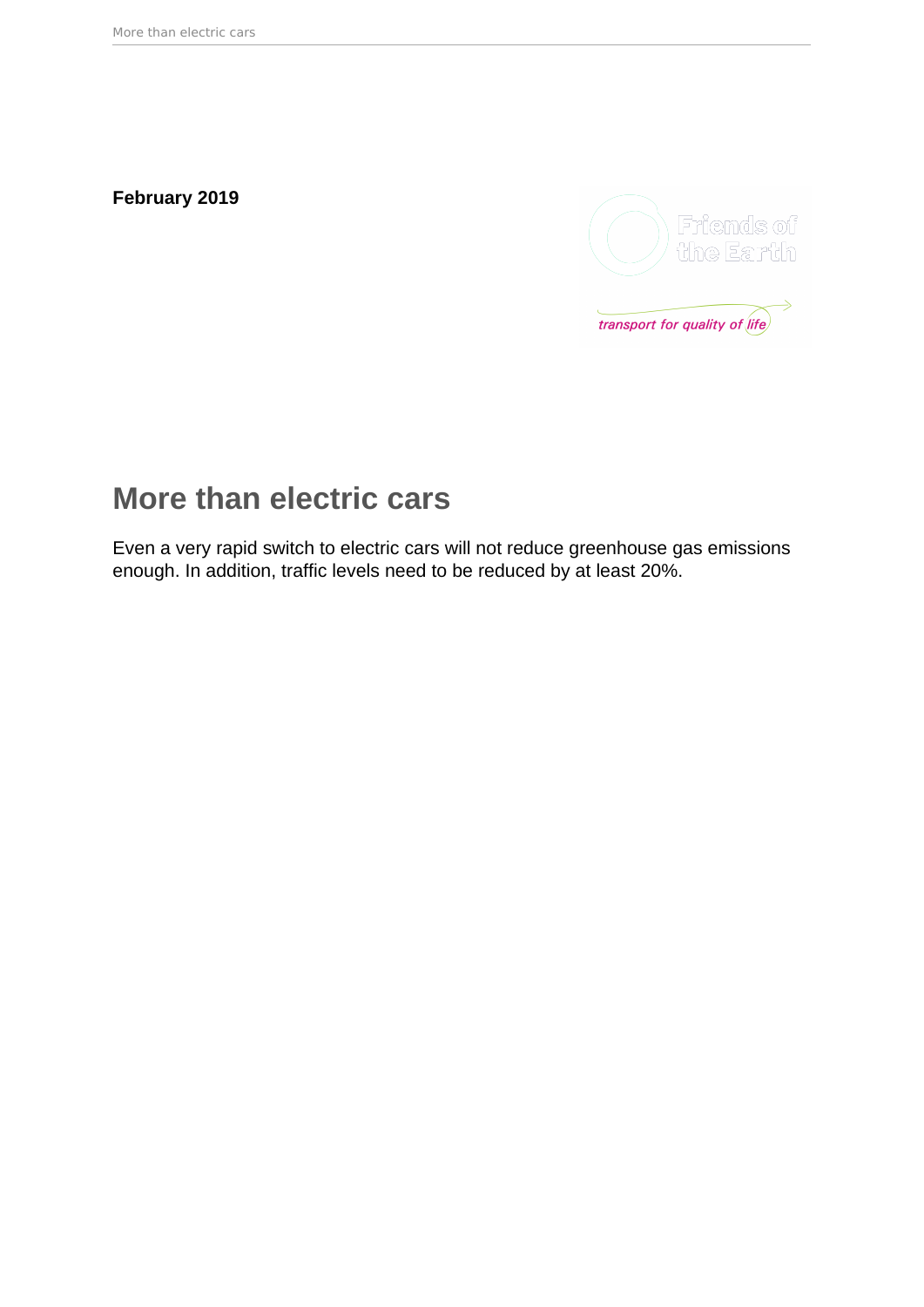**February 2019**

# More than electric cars

Even a very rapid switch to electric cars will not reduce greenhouse gas emissions enough. In addition, traffic levels need to be reduced by at least 20%.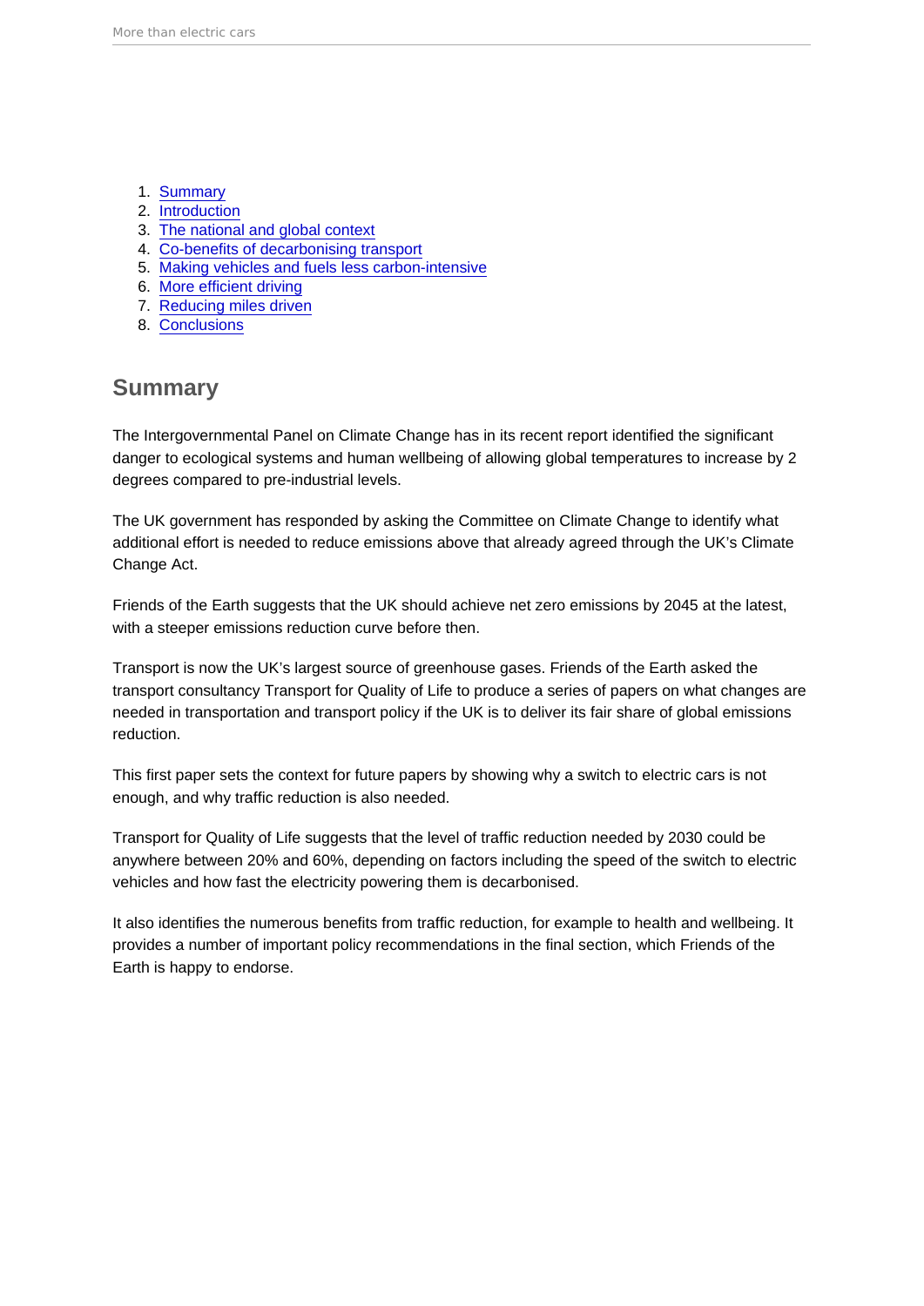1. Summary
2. Introduction
3. The national and global context
4. Co-benefits of decarbonising transport
5. Making vehicles and fuels less carbon-intensive
6. More efficient driving
7. Reducing miles driven
8. Conclusions

## Summary

The Intergovernmental Panel on Climate Change has in its recent report identified the significant danger to ecological systems and human wellbeing of allowing global temperatures to increase by 2 degrees compared to pre-industrial levels.

The UK government has responded by asking the Committee on Climate Change to identify what additional effort is needed to reduce emissions above that already agreed through the UK's Climate Change Act.

Friends of the Earth suggests that the UK should achieve net zero emissions by 2045 at the latest, with a steeper emissions reduction curve before then.

Transport is now the UK's largest source of greenhouse gases. Friends of the Earth asked the transport consultancy Transport for Quality of Life to produce a series of papers on what changes are needed in transportation and transport policy if the UK is to deliver its fair share of global emissions reduction.

This first paper sets the context for future papers by showing why a switch to electric cars is not enough, and why traffic reduction is also needed.

Transport for Quality of Life suggests that the level of traffic reduction needed by 2030 could be anywhere between 20% and 60%, depending on factors including the speed of the switch to electric vehicles and how fast the electricity powering them is decarbonised.

It also identifies the numerous benefits from traffic reduction, for example to health and wellbeing. It provides a number of important policy recommendations in the final section, which Friends of the Earth is happy to endorse.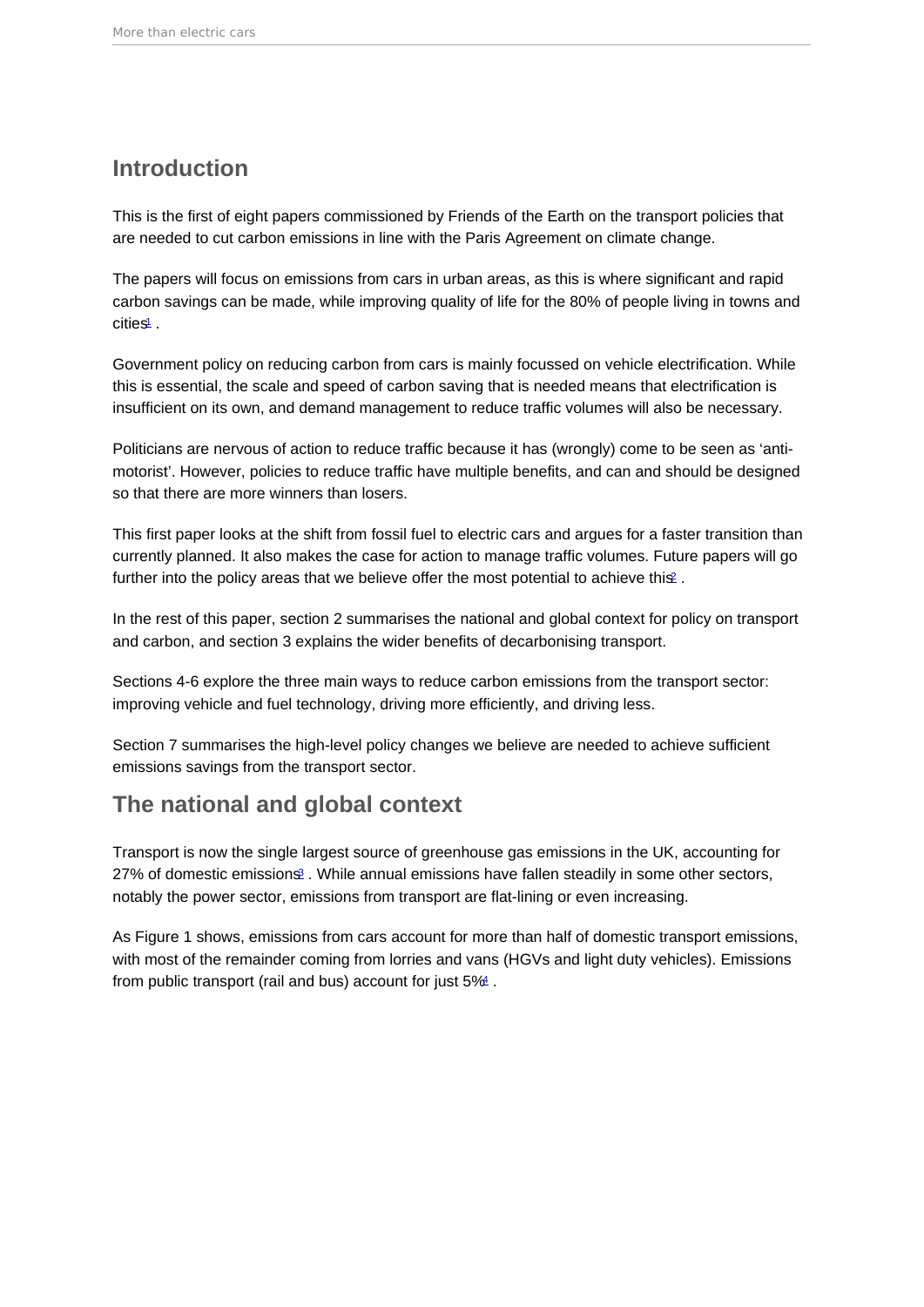## Introduction

This is the first of eight papers commissioned by Friends of the Earth on the transport policies that are needed to cut carbon emissions in line with the Paris Agreement on climate change.

The papers will focus on emissions from cars in urban areas, as this is where significant and rapid carbon savings can be made, while improving quality of life for the 80% of people living in towns and cities[1] .

Government policy on reducing carbon from cars is mainly focussed on vehicle electrification. While this is essential, the scale and speed of carbon saving that is needed means that electrification is insufficient on its own, and demand management to reduce traffic volumes will also be necessary.

Politicians are nervous of action to reduce traffic because it has (wrongly) come to be seen as 'anti-motorist'. However, policies to reduce traffic have multiple benefits, and can and should be designed so that there are more winners than losers.

This first paper looks at the shift from fossil fuel to electric cars and argues for a faster transition than currently planned. It also makes the case for action to manage traffic volumes. Future papers will go further into the policy areas that we believe offer the most potential to achieve this[2] .

In the rest of this paper, section 2 summarises the national and global context for policy on transport and carbon, and section 3 explains the wider benefits of decarbonising transport.

Sections 4-6 explore the three main ways to reduce carbon emissions from the transport sector: improving vehicle and fuel technology, driving more efficiently, and driving less.

Section 7 summarises the high-level policy changes we believe are needed to achieve sufficient emissions savings from the transport sector.

## The national and global context

Transport is now the single largest source of greenhouse gas emissions in the UK, accounting for 27% of domestic emissions[3] . While annual emissions have fallen steadily in some other sectors, notably the power sector, emissions from transport are flat-lining or even increasing.

As Figure 1 shows, emissions from cars account for more than half of domestic transport emissions, with most of the remainder coming from lorries and vans (HGVs and light duty vehicles). Emissions from public transport (rail and bus) account for just 5%[4] .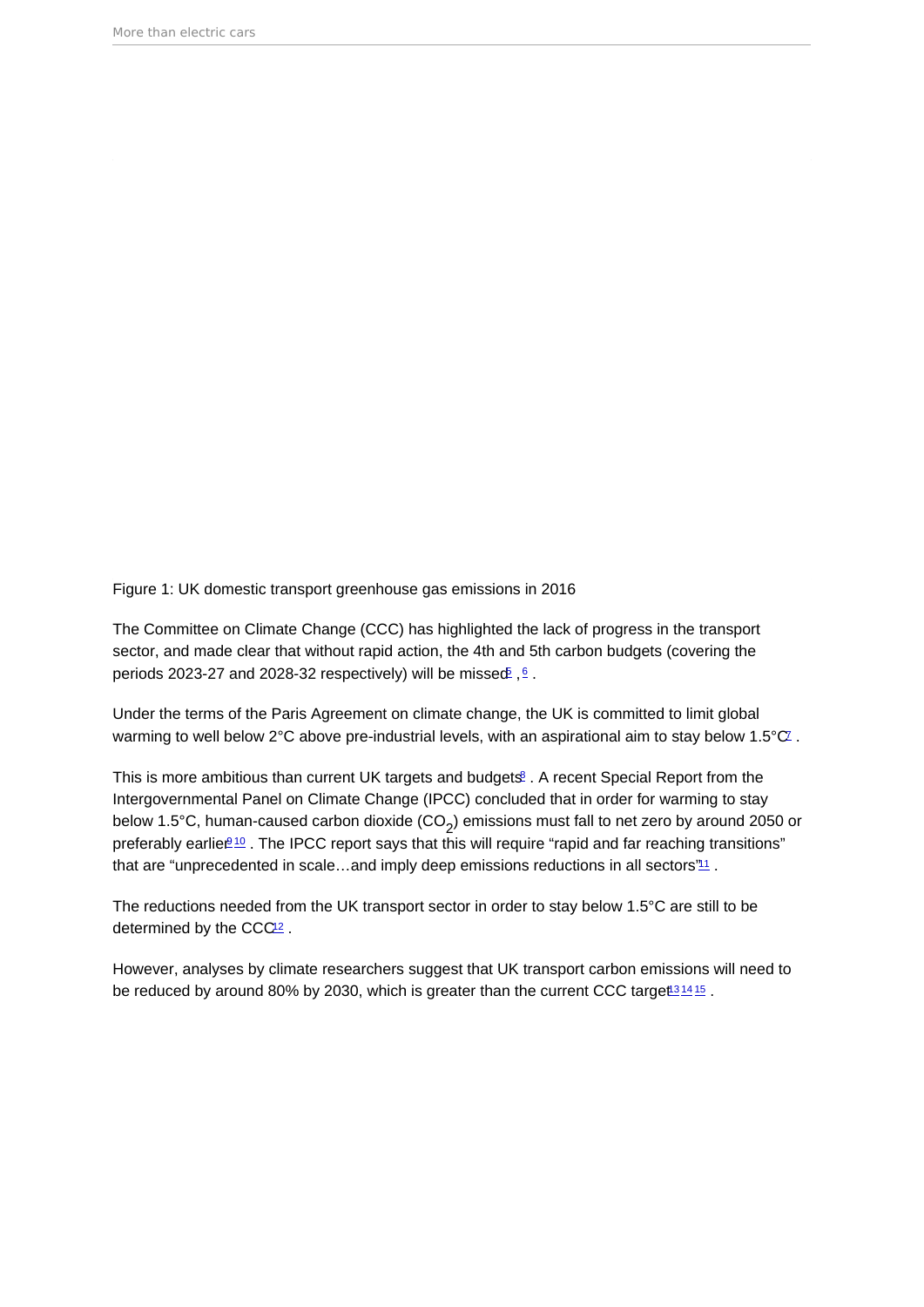Figure 1: UK domestic transport greenhouse gas emissions in 2016

The Committee on Climate Change (CCC) has highlighted the lack of progress in the transport sector, and made clear that without rapid action, the 4th and 5th carbon budgets (covering the periods 2023-27 and 2028-32 respectively) will be missed[5], [6].

Under the terms of the Paris Agreement on climate change, the UK is committed to limit global warming to well below 2°C above pre-industrial levels, with an aspirational aim to stay below 1.5°C[7].

This is more ambitious than current UK targets and budgets[8]. A recent Special Report from the Intergovernmental Panel on Climate Change (IPCC) concluded that in order for warming to stay below 1.5°C, human-caused carbon dioxide ($CO_2$) emissions must fall to net zero by around 2050 or preferably earlier[9] [10]. The IPCC report says that this will require “rapid and far reaching transitions” that are “unprecedented in scale…and imply deep emissions reductions in all sectors”[11].

The reductions needed from the UK transport sector in order to stay below 1.5°C are still to be determined by the CCC[12].

However, analyses by climate researchers suggest that UK transport carbon emissions will need to be reduced by around 80% by 2030, which is greater than the current CCC target[13] [14] [15].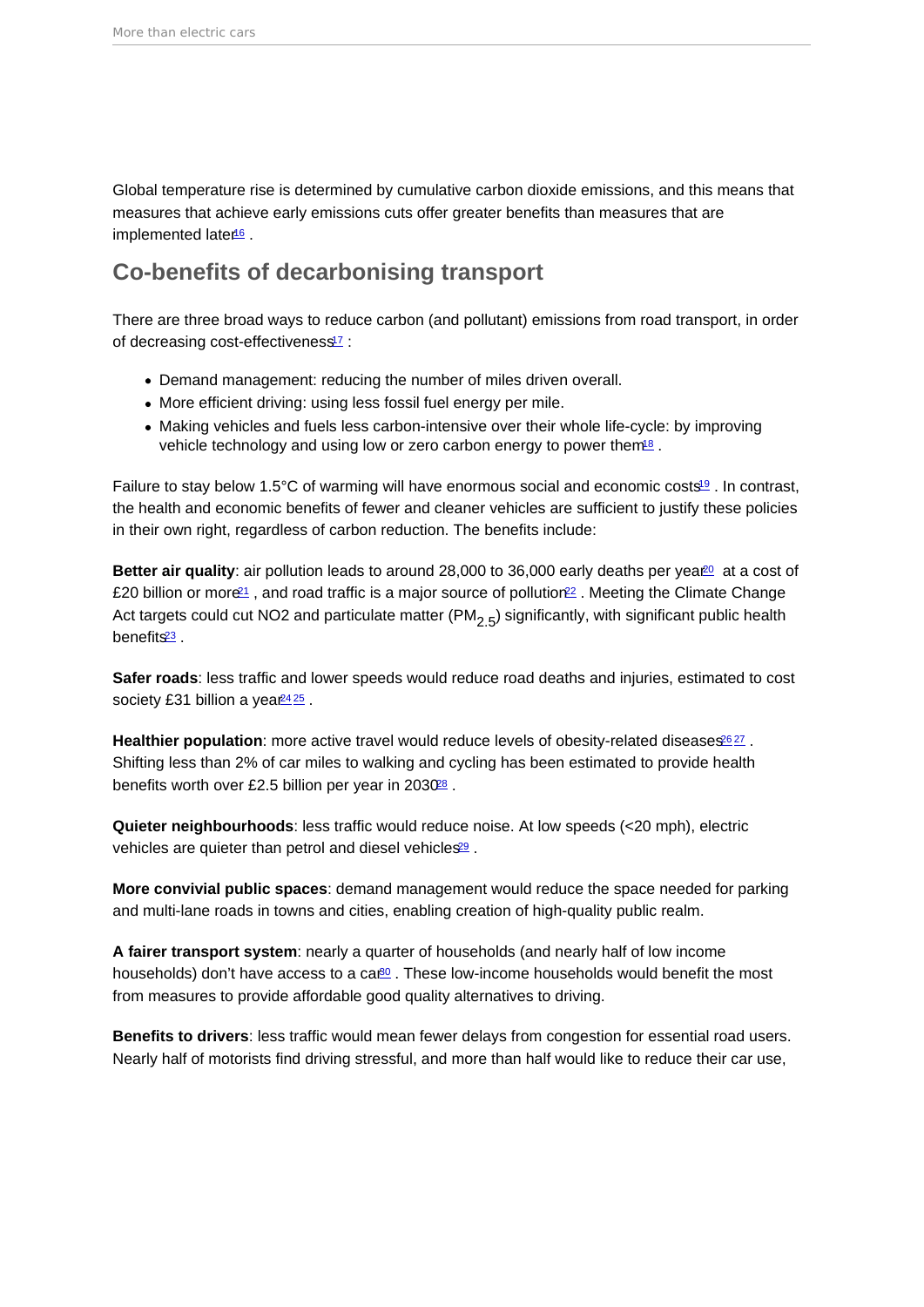Global temperature rise is determined by cumulative carbon dioxide emissions, and this means that measures that achieve early emissions cuts offer greater benefits than measures that are implemented later[16] .

## Co-benefits of decarbonising transport

There are three broad ways to reduce carbon (and pollutant) emissions from road transport, in order of decreasing cost-effectiveness[17] :

- Demand management: reducing the number of miles driven overall.
- More efficient driving: using less fossil fuel energy per mile.
- Making vehicles and fuels less carbon-intensive over their whole life-cycle: by improving vehicle technology and using low or zero carbon energy to power them[18] .

Failure to stay below 1.5°C of warming will have enormous social and economic costs[19] . In contrast, the health and economic benefits of fewer and cleaner vehicles are sufficient to justify these policies in their own right, regardless of carbon reduction. The benefits include:

**Better air quality**: air pollution leads to around 28,000 to 36,000 early deaths per year[20] at a cost of £20 billion or more[21] , and road traffic is a major source of pollution[22] . Meeting the Climate Change Act targets could cut NO2 and particulate matter ($PM_{2.5}$) significantly, with significant public health benefits[23] .

**Safer roads**: less traffic and lower speeds would reduce road deaths and injuries, estimated to cost society £31 billion a year[24,25] .

**Healthier population**: more active travel would reduce levels of obesity-related diseases[26,27] . Shifting less than 2% of car miles to walking and cycling has been estimated to provide health benefits worth over £2.5 billion per year in 2030[28] .

**Quieter neighbourhoods**: less traffic would reduce noise. At low speeds (<20 mph), electric vehicles are quieter than petrol and diesel vehicles[29] .

**More convivial public spaces**: demand management would reduce the space needed for parking and multi-lane roads in towns and cities, enabling creation of high-quality public realm.

**A fairer transport system**: nearly a quarter of households (and nearly half of low income households) don't have access to a car[30] . These low-income households would benefit the most from measures to provide affordable good quality alternatives to driving.

**Benefits to drivers**: less traffic would mean fewer delays from congestion for essential road users. Nearly half of motorists find driving stressful, and more than half would like to reduce their car use,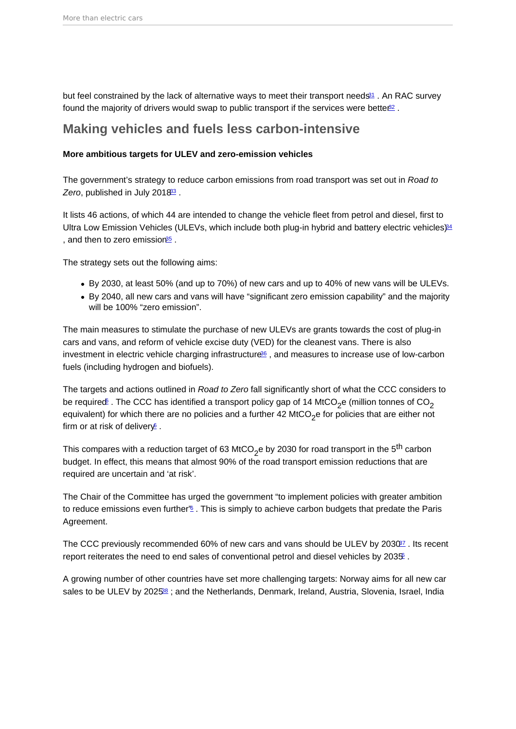but feel constrained by the lack of alternative ways to meet their transport needs[31] . An RAC survey found the majority of drivers would swap to public transport if the services were better[32] .

## Making vehicles and fuels less carbon-intensive

**More ambitious targets for ULEV and zero-emission vehicles**

The government's strategy to reduce carbon emissions from road transport was set out in *Road to Zero*, published in July 2018[33] .

It lists 46 actions, of which 44 are intended to change the vehicle fleet from petrol and diesel, first to Ultra Low Emission Vehicles (ULEVs, which include both plug-in hybrid and battery electric vehicles)[34] , and then to zero emission[35] .

The strategy sets out the following aims:

- By 2030, at least 50% (and up to 70%) of new cars and up to 40% of new vans will be ULEVs.
- By 2040, all new cars and vans will have "significant zero emission capability" and the majority will be 100% "zero emission".

The main measures to stimulate the purchase of new ULEVs are grants towards the cost of plug-in cars and vans, and reform of vehicle excise duty (VED) for the cleanest vans. There is also investment in electric vehicle charging infrastructure[36] , and measures to increase use of low-carbon fuels (including hydrogen and biofuels).

The targets and actions outlined in *Road to Zero* fall significantly short of what the CCC considers to be required[5] . The CCC has identified a transport policy gap of 14 $MtCO_2e$ (million tonnes of $CO_2$ equivalent) for which there are no policies and a further 42 $MtCO_2e$ for policies that are either not firm or at risk of delivery[6] .

This compares with a reduction target of 63 $MtCO_2e$ by 2030 for road transport in the 5$^{th}$ carbon budget. In effect, this means that almost 90% of the road transport emission reductions that are required are uncertain and 'at risk'.

The Chair of the Committee has urged the government "to implement policies with greater ambition to reduce emissions even further"[5] . This is simply to achieve carbon budgets that predate the Paris Agreement.

The CCC previously recommended 60% of new cars and vans should be ULEV by 2030[37] . Its recent report reiterates the need to end sales of conventional petrol and diesel vehicles by 2035[6] .

A growing number of other countries have set more challenging targets: Norway aims for all new car sales to be ULEV by 2025[38] ; and the Netherlands, Denmark, Ireland, Austria, Slovenia, Israel, India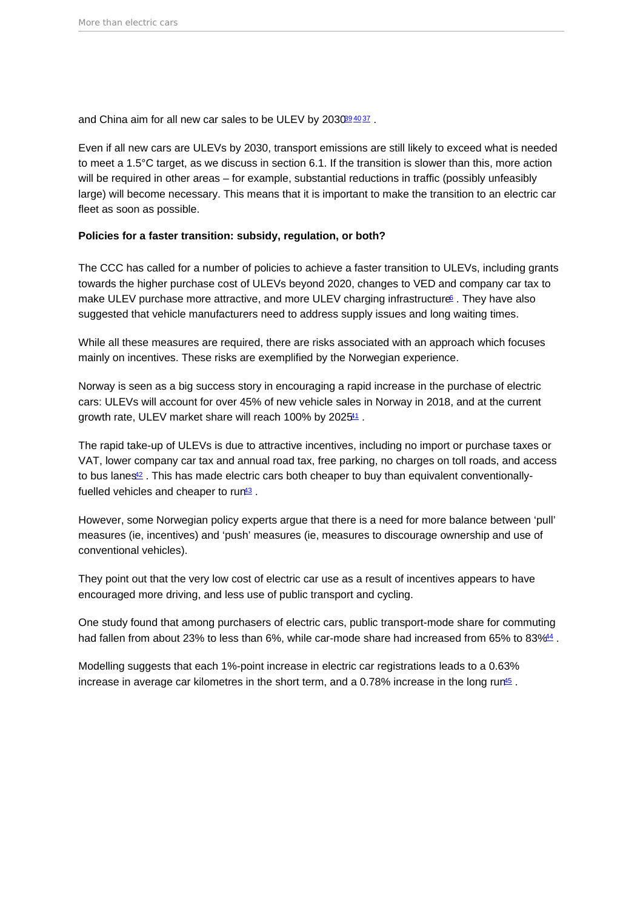and China aim for all new car sales to be ULEV by 2030[39] [40] [37] .

Even if all new cars are ULEVs by 2030, transport emissions are still likely to exceed what is needed to meet a 1.5°C target, as we discuss in section 6.1. If the transition is slower than this, more action will be required in other areas – for example, substantial reductions in traffic (possibly unfeasibly large) will become necessary. This means that it is important to make the transition to an electric car fleet as soon as possible.

**Policies for a faster transition: subsidy, regulation, or both?**

The CCC has called for a number of policies to achieve a faster transition to ULEVs, including grants towards the higher purchase cost of ULEVs beyond 2020, changes to VED and company car tax to make ULEV purchase more attractive, and more ULEV charging infrastructure[6] . They have also suggested that vehicle manufacturers need to address supply issues and long waiting times.

While all these measures are required, there are risks associated with an approach which focuses mainly on incentives. These risks are exemplified by the Norwegian experience.

Norway is seen as a big success story in encouraging a rapid increase in the purchase of electric cars: ULEVs will account for over 45% of new vehicle sales in Norway in 2018, and at the current growth rate, ULEV market share will reach 100% by 2025[41] .

The rapid take-up of ULEVs is due to attractive incentives, including no import or purchase taxes or VAT, lower company car tax and annual road tax, free parking, no charges on toll roads, and access to bus lanes[42] . This has made electric cars both cheaper to buy than equivalent conventionally-fuelled vehicles and cheaper to run[43] .

However, some Norwegian policy experts argue that there is a need for more balance between 'pull' measures (ie, incentives) and 'push' measures (ie, measures to discourage ownership and use of conventional vehicles).

They point out that the very low cost of electric car use as a result of incentives appears to have encouraged more driving, and less use of public transport and cycling.

One study found that among purchasers of electric cars, public transport-mode share for commuting had fallen from about 23% to less than 6%, while car-mode share had increased from 65% to 83%[44] .

Modelling suggests that each 1%-point increase in electric car registrations leads to a 0.63% increase in average car kilometres in the short term, and a 0.78% increase in the long run[45] .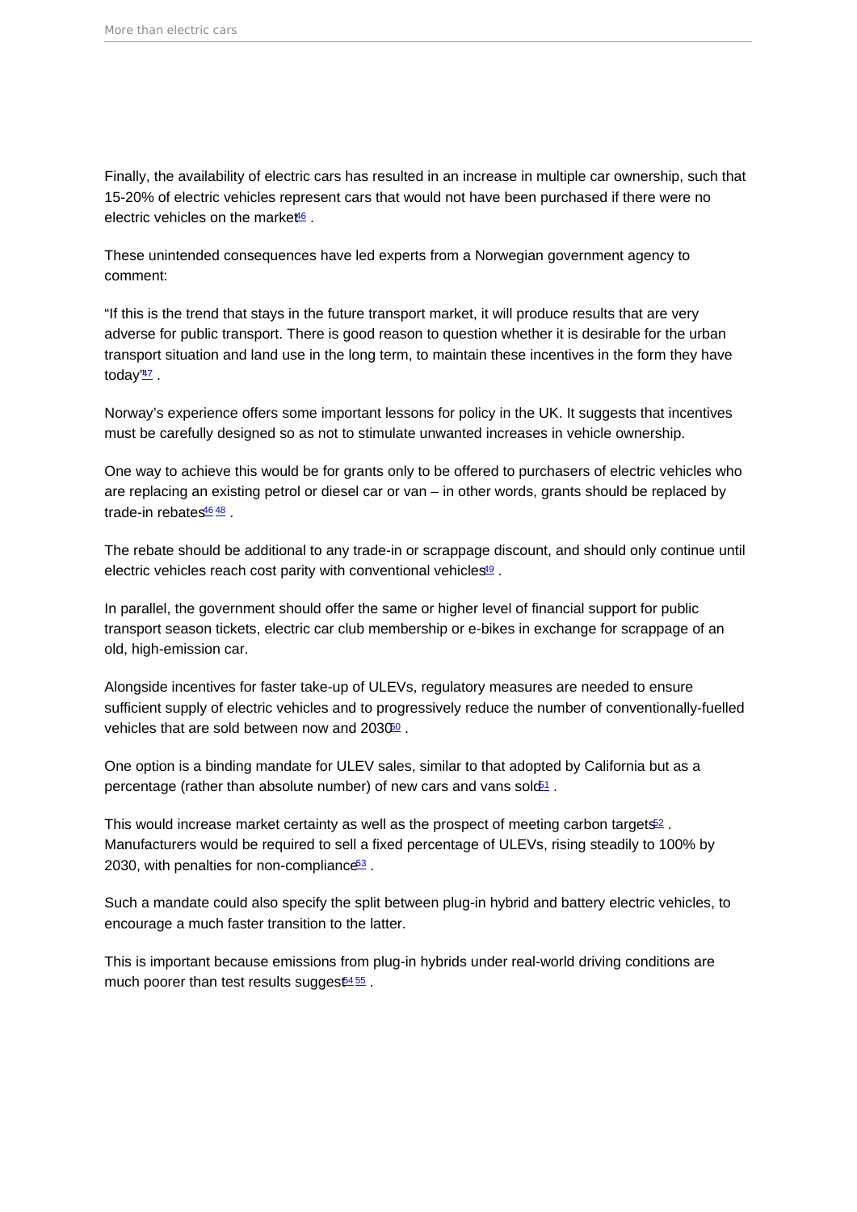Finally, the availability of electric cars has resulted in an increase in multiple car ownership, such that 15-20% of electric vehicles represent cars that would not have been purchased if there were no electric vehicles on the market[46] .

These unintended consequences have led experts from a Norwegian government agency to comment:

“If this is the trend that stays in the future transport market, it will produce results that are very adverse for public transport. There is good reason to question whether it is desirable for the urban transport situation and land use in the long term, to maintain these incentives in the form they have today”[47] .

Norway’s experience offers some important lessons for policy in the UK. It suggests that incentives must be carefully designed so as not to stimulate unwanted increases in vehicle ownership.

One way to achieve this would be for grants only to be offered to purchasers of electric vehicles who are replacing an existing petrol or diesel car or van – in other words, grants should be replaced by trade-in rebates[46,48] .

The rebate should be additional to any trade-in or scrappage discount, and should only continue until electric vehicles reach cost parity with conventional vehicles[49] .

In parallel, the government should offer the same or higher level of financial support for public transport season tickets, electric car club membership or e-bikes in exchange for scrappage of an old, high-emission car.

Alongside incentives for faster take-up of ULEVs, regulatory measures are needed to ensure sufficient supply of electric vehicles and to progressively reduce the number of conventionally-fuelled vehicles that are sold between now and 2030[50] .

One option is a binding mandate for ULEV sales, similar to that adopted by California but as a percentage (rather than absolute number) of new cars and vans sold[51] .

This would increase market certainty as well as the prospect of meeting carbon targets[52] . Manufacturers would be required to sell a fixed percentage of ULEVs, rising steadily to 100% by 2030, with penalties for non-compliance[53] .

Such a mandate could also specify the split between plug-in hybrid and battery electric vehicles, to encourage a much faster transition to the latter.

This is important because emissions from plug-in hybrids under real-world driving conditions are much poorer than test results suggest[54,55] .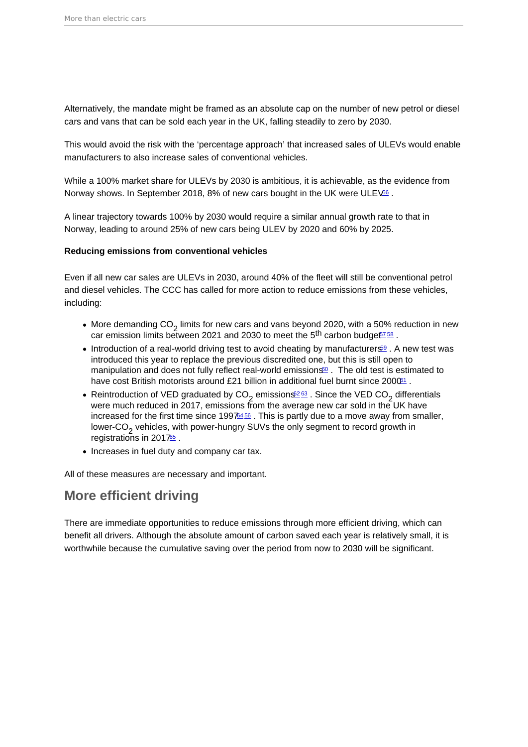Alternatively, the mandate might be framed as an absolute cap on the number of new petrol or diesel cars and vans that can be sold each year in the UK, falling steadily to zero by 2030.

This would avoid the risk with the 'percentage approach' that increased sales of ULEVs would enable manufacturers to also increase sales of conventional vehicles.

While a 100% market share for ULEVs by 2030 is ambitious, it is achievable, as the evidence from Norway shows. In September 2018, 8% of new cars bought in the UK were ULEV[56] .

A linear trajectory towards 100% by 2030 would require a similar annual growth rate to that in Norway, leading to around 25% of new cars being ULEV by 2020 and 60% by 2025.

**Reducing emissions from conventional vehicles**

Even if all new car sales are ULEVs in 2030, around 40% of the fleet will still be conventional petrol and diesel vehicles. The CCC has called for more action to reduce emissions from these vehicles, including:

- More demanding $CO_2$ limits for new cars and vans beyond 2020, with a 50% reduction in new car emission limits between 2021 and 2030 to meet the 5th carbon budget[57 58] .
- Introduction of a real-world driving test to avoid cheating by manufacturers[59] . A new test was introduced this year to replace the previous discredited one, but this is still open to manipulation and does not fully reflect real-world emissions[60] . The old test is estimated to have cost British motorists around £21 billion in additional fuel burnt since 2000[61] .
- Reintroduction of VED graduated by $CO_2$ emissions[62 63] . Since the VED $CO_2$ differentials were much reduced in 2017, emissions from the average new car sold in the UK have increased for the first time since 1997[64 56] . This is partly due to a move away from smaller, lower-$CO_2$ vehicles, with power-hungry SUVs the only segment to record growth in registrations in 2017[65] .
- Increases in fuel duty and company car tax.

All of these measures are necessary and important.

## More efficient driving

There are immediate opportunities to reduce emissions through more efficient driving, which can benefit all drivers. Although the absolute amount of carbon saved each year is relatively small, it is worthwhile because the cumulative saving over the period from now to 2030 will be significant.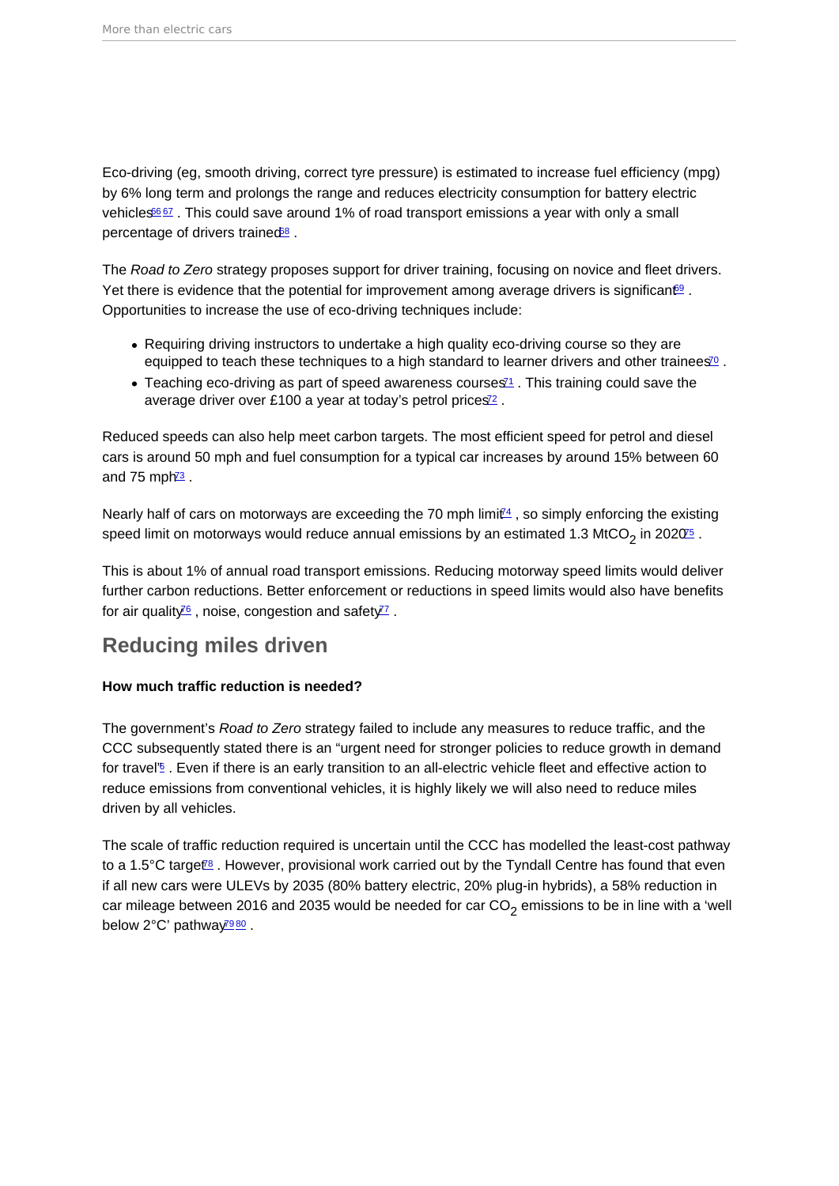Eco-driving (eg, smooth driving, correct tyre pressure) is estimated to increase fuel efficiency (mpg) by 6% long term and prolongs the range and reduces electricity consumption for battery electric vehicles[66][67]. This could save around 1% of road transport emissions a year with only a small percentage of drivers trained[68].

The *Road to Zero* strategy proposes support for driver training, focusing on novice and fleet drivers. Yet there is evidence that the potential for improvement among average drivers is significant[69]. Opportunities to increase the use of eco-driving techniques include:

- Requiring driving instructors to undertake a high quality eco-driving course so they are equipped to teach these techniques to a high standard to learner drivers and other trainees[70].
- Teaching eco-driving as part of speed awareness courses[71]. This training could save the average driver over £100 a year at today's petrol prices[72].

Reduced speeds can also help meet carbon targets. The most efficient speed for petrol and diesel cars is around 50 mph and fuel consumption for a typical car increases by around 15% between 60 and 75 mph[73].

Nearly half of cars on motorways are exceeding the 70 mph limit[74], so simply enforcing the existing speed limit on motorways would reduce annual emissions by an estimated 1.3 Mt$CO_2$ in 2020[75].

This is about 1% of annual road transport emissions. Reducing motorway speed limits would deliver further carbon reductions. Better enforcement or reductions in speed limits would also have benefits for air quality[76], noise, congestion and safety[77].

## Reducing miles driven

**How much traffic reduction is needed?**

The government's *Road to Zero* strategy failed to include any measures to reduce traffic, and the CCC subsequently stated there is an "urgent need for stronger policies to reduce growth in demand for travel"[5]. Even if there is an early transition to an all-electric vehicle fleet and effective action to reduce emissions from conventional vehicles, it is highly likely we will also need to reduce miles driven by all vehicles.

The scale of traffic reduction required is uncertain until the CCC has modelled the least-cost pathway to a 1.5°C target[78]. However, provisional work carried out by the Tyndall Centre has found that even if all new cars were ULEVs by 2035 (80% battery electric, 20% plug-in hybrids), a 58% reduction in car mileage between 2016 and 2035 would be needed for car $CO_2$ emissions to be in line with a 'well below 2°C' pathway[79][80].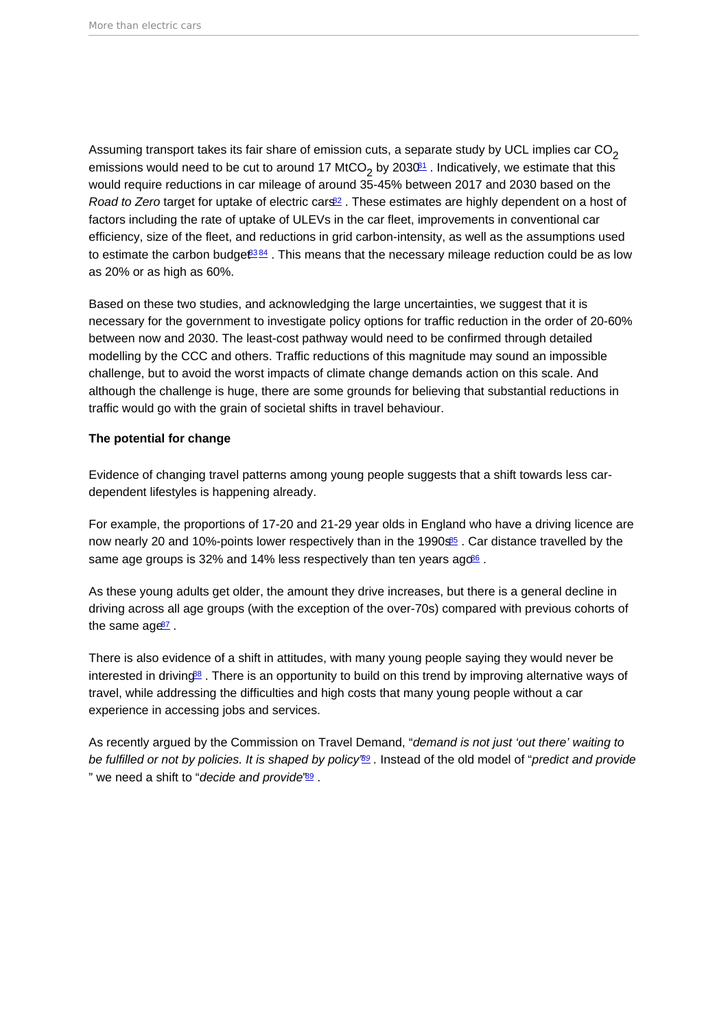Assuming transport takes its fair share of emission cuts, a separate study by UCL implies car $CO_2$ emissions would need to be cut to around 17 $MtCO_2$ by 2030[81] . Indicatively, we estimate that this would require reductions in car mileage of around 35-45% between 2017 and 2030 based on the *Road to Zero* target for uptake of electric cars[82] . These estimates are highly dependent on a host of factors including the rate of uptake of ULEVs in the car fleet, improvements in conventional car efficiency, size of the fleet, and reductions in grid carbon-intensity, as well as the assumptions used to estimate the carbon budget[83] [84] . This means that the necessary mileage reduction could be as low as 20% or as high as 60%.

Based on these two studies, and acknowledging the large uncertainties, we suggest that it is necessary for the government to investigate policy options for traffic reduction in the order of 20-60% between now and 2030. The least-cost pathway would need to be confirmed through detailed modelling by the CCC and others. Traffic reductions of this magnitude may sound an impossible challenge, but to avoid the worst impacts of climate change demands action on this scale. And although the challenge is huge, there are some grounds for believing that substantial reductions in traffic would go with the grain of societal shifts in travel behaviour.

**The potential for change**

Evidence of changing travel patterns among young people suggests that a shift towards less car-dependent lifestyles is happening already.

For example, the proportions of 17-20 and 21-29 year olds in England who have a driving licence are now nearly 20 and 10%-points lower respectively than in the 1990s[85] . Car distance travelled by the same age groups is 32% and 14% less respectively than ten years ago[86] .

As these young adults get older, the amount they drive increases, but there is a general decline in driving across all age groups (with the exception of the over-70s) compared with previous cohorts of the same age[87] .

There is also evidence of a shift in attitudes, with many young people saying they would never be interested in driving[88] . There is an opportunity to build on this trend by improving alternative ways of travel, while addressing the difficulties and high costs that many young people without a car experience in accessing jobs and services.

As recently argued by the Commission on Travel Demand, "*demand is not just 'out there' waiting to be fulfilled or not by policies. It is shaped by policy*"[89] . Instead of the old model of "*predict and provide* " we need a shift to "*decide and provide*"[89] .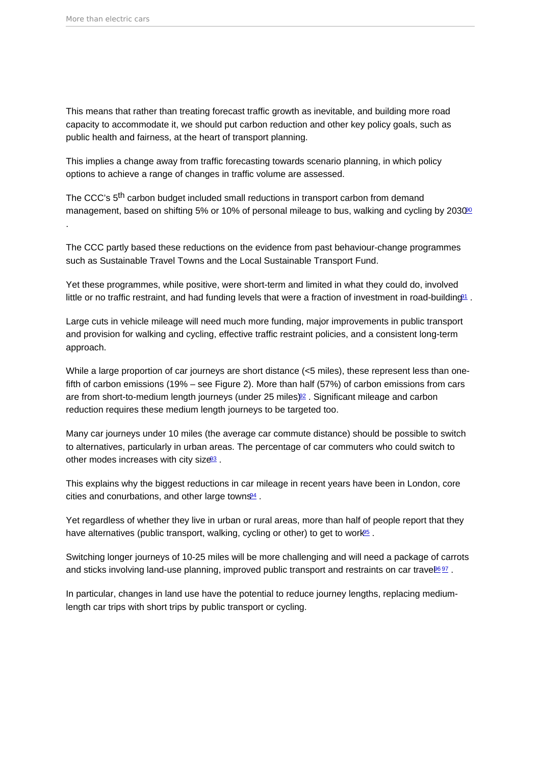This means that rather than treating forecast traffic growth as inevitable, and building more road capacity to accommodate it, we should put carbon reduction and other key policy goals, such as public health and fairness, at the heart of transport planning.

This implies a change away from traffic forecasting towards scenario planning, in which policy options to achieve a range of changes in traffic volume are assessed.

The CCC's 5th carbon budget included small reductions in transport carbon from demand management, based on shifting 5% or 10% of personal mileage to bus, walking and cycling by 2030[90].

The CCC partly based these reductions on the evidence from past behaviour-change programmes such as Sustainable Travel Towns and the Local Sustainable Transport Fund.

Yet these programmes, while positive, were short-term and limited in what they could do, involved little or no traffic restraint, and had funding levels that were a fraction of investment in road-building[91].

Large cuts in vehicle mileage will need much more funding, major improvements in public transport and provision for walking and cycling, effective traffic restraint policies, and a consistent long-term approach.

While a large proportion of car journeys are short distance (<5 miles), these represent less than one-fifth of carbon emissions (19% – see Figure 2). More than half (57%) of carbon emissions from cars are from short-to-medium length journeys (under 25 miles)[92]. Significant mileage and carbon reduction requires these medium length journeys to be targeted too.

Many car journeys under 10 miles (the average car commute distance) should be possible to switch to alternatives, particularly in urban areas. The percentage of car commuters who could switch to other modes increases with city size[93].

This explains why the biggest reductions in car mileage in recent years have been in London, core cities and conurbations, and other large towns[94].

Yet regardless of whether they live in urban or rural areas, more than half of people report that they have alternatives (public transport, walking, cycling or other) to get to work[95].

Switching longer journeys of 10-25 miles will be more challenging and will need a package of carrots and sticks involving land-use planning, improved public transport and restraints on car travel[96][97].

In particular, changes in land use have the potential to reduce journey lengths, replacing medium-length car trips with short trips by public transport or cycling.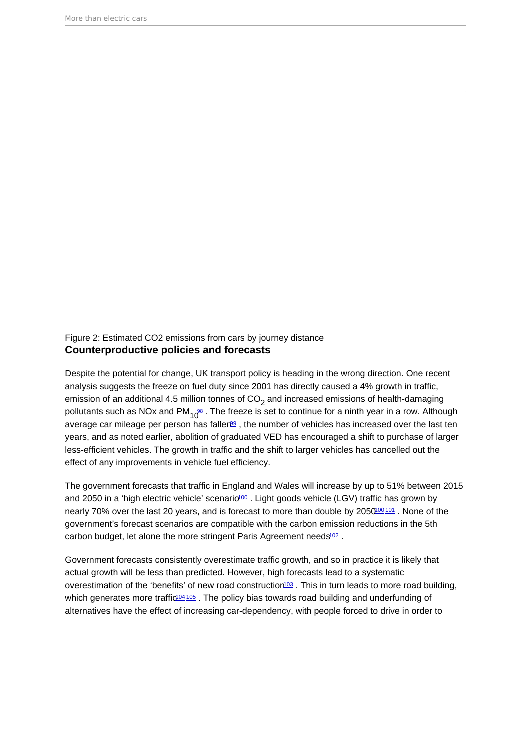Figure 2: Estimated CO2 emissions from cars by journey distance

## Counterproductive policies and forecasts

Despite the potential for change, UK transport policy is heading in the wrong direction. One recent analysis suggests the freeze on fuel duty since 2001 has directly caused a 4% growth in traffic, emission of an additional 4.5 million tonnes of $CO_2$ and increased emissions of health-damaging pollutants such as NOx and $PM_{10}$[98]. The freeze is set to continue for a ninth year in a row. Although average car mileage per person has fallen[99], the number of vehicles has increased over the last ten years, and as noted earlier, abolition of graduated VED has encouraged a shift to purchase of larger less-efficient vehicles. The growth in traffic and the shift to larger vehicles has cancelled out the effect of any improvements in vehicle fuel efficiency.

The government forecasts that traffic in England and Wales will increase by up to 51% between 2015 and 2050 in a 'high electric vehicle' scenario[100]. Light goods vehicle (LGV) traffic has grown by nearly 70% over the last 20 years, and is forecast to more than double by 2050[100][101]. None of the government's forecast scenarios are compatible with the carbon emission reductions in the 5th carbon budget, let alone the more stringent Paris Agreement needs[102].

Government forecasts consistently overestimate traffic growth, and so in practice it is likely that actual growth will be less than predicted. However, high forecasts lead to a systematic overestimation of the 'benefits' of new road construction[103]. This in turn leads to more road building, which generates more traffic[104][105]. The policy bias towards road building and underfunding of alternatives have the effect of increasing car-dependency, with people forced to drive in order to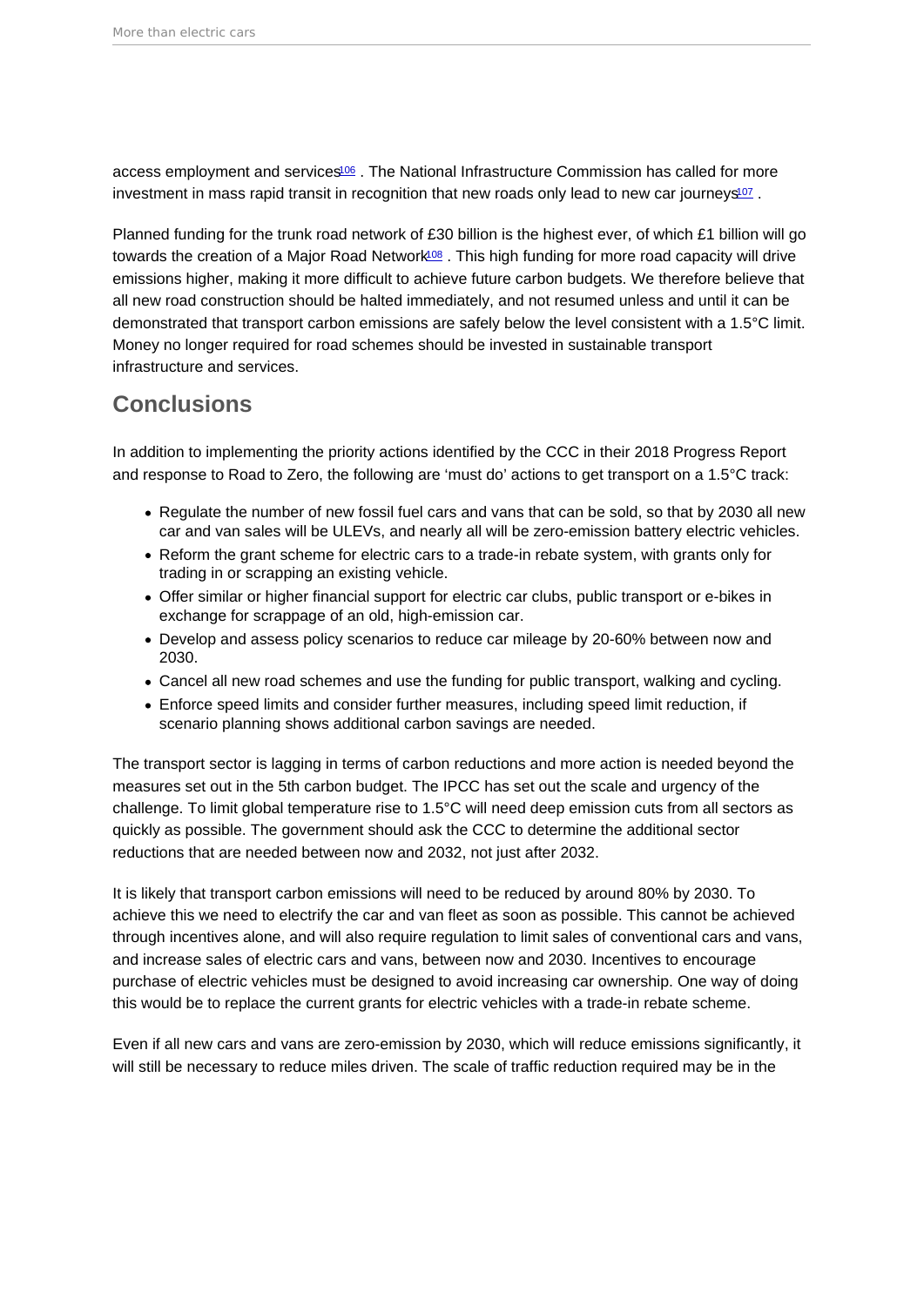access employment and services[106] . The National Infrastructure Commission has called for more investment in mass rapid transit in recognition that new roads only lead to new car journeys[107] .

Planned funding for the trunk road network of £30 billion is the highest ever, of which £1 billion will go towards the creation of a Major Road Network[108] . This high funding for more road capacity will drive emissions higher, making it more difficult to achieve future carbon budgets. We therefore believe that all new road construction should be halted immediately, and not resumed unless and until it can be demonstrated that transport carbon emissions are safely below the level consistent with a 1.5°C limit. Money no longer required for road schemes should be invested in sustainable transport infrastructure and services.

## Conclusions

In addition to implementing the priority actions identified by the CCC in their 2018 Progress Report and response to Road to Zero, the following are 'must do' actions to get transport on a 1.5°C track:

- Regulate the number of new fossil fuel cars and vans that can be sold, so that by 2030 all new car and van sales will be ULEVs, and nearly all will be zero-emission battery electric vehicles.
- Reform the grant scheme for electric cars to a trade-in rebate system, with grants only for trading in or scrapping an existing vehicle.
- Offer similar or higher financial support for electric car clubs, public transport or e-bikes in exchange for scrappage of an old, high-emission car.
- Develop and assess policy scenarios to reduce car mileage by 20-60% between now and 2030.
- Cancel all new road schemes and use the funding for public transport, walking and cycling.
- Enforce speed limits and consider further measures, including speed limit reduction, if scenario planning shows additional carbon savings are needed.

The transport sector is lagging in terms of carbon reductions and more action is needed beyond the measures set out in the 5th carbon budget. The IPCC has set out the scale and urgency of the challenge. To limit global temperature rise to 1.5°C will need deep emission cuts from all sectors as quickly as possible. The government should ask the CCC to determine the additional sector reductions that are needed between now and 2032, not just after 2032.

It is likely that transport carbon emissions will need to be reduced by around 80% by 2030. To achieve this we need to electrify the car and van fleet as soon as possible. This cannot be achieved through incentives alone, and will also require regulation to limit sales of conventional cars and vans, and increase sales of electric cars and vans, between now and 2030. Incentives to encourage purchase of electric vehicles must be designed to avoid increasing car ownership. One way of doing this would be to replace the current grants for electric vehicles with a trade-in rebate scheme.

Even if all new cars and vans are zero-emission by 2030, which will reduce emissions significantly, it will still be necessary to reduce miles driven. The scale of traffic reduction required may be in the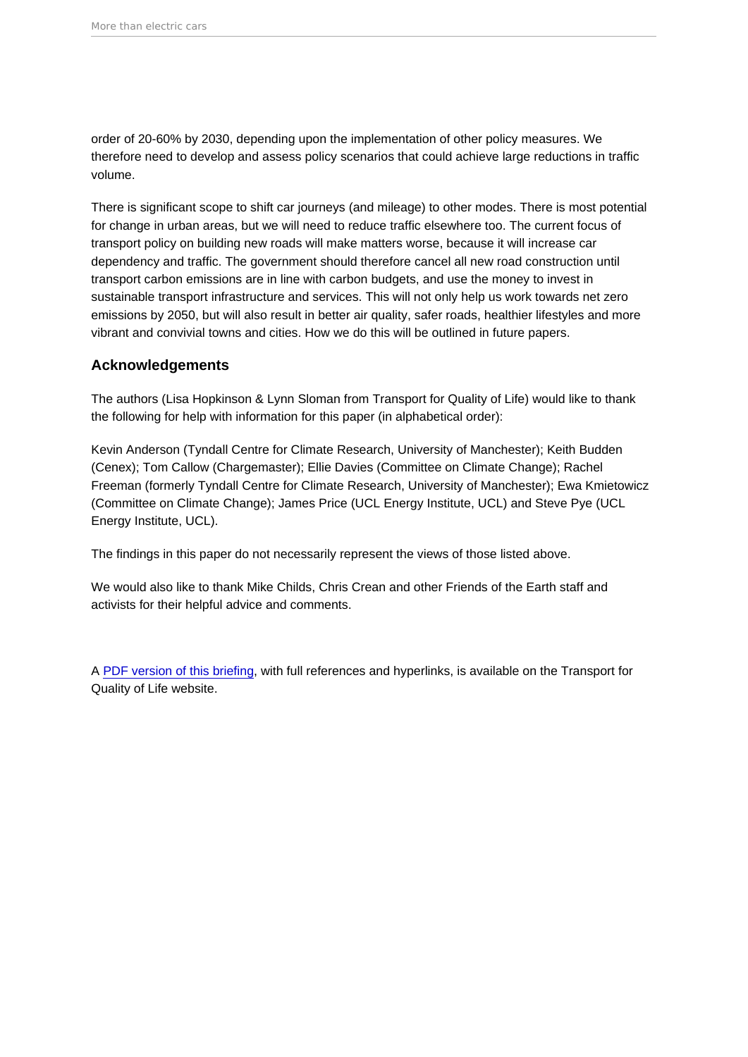order of 20-60% by 2030, depending upon the implementation of other policy measures. We therefore need to develop and assess policy scenarios that could achieve large reductions in traffic volume.

There is significant scope to shift car journeys (and mileage) to other modes. There is most potential for change in urban areas, but we will need to reduce traffic elsewhere too. The current focus of transport policy on building new roads will make matters worse, because it will increase car dependency and traffic. The government should therefore cancel all new road construction until transport carbon emissions are in line with carbon budgets, and use the money to invest in sustainable transport infrastructure and services. This will not only help us work towards net zero emissions by 2050, but will also result in better air quality, safer roads, healthier lifestyles and more vibrant and convivial towns and cities. How we do this will be outlined in future papers.

## Acknowledgements

The authors (Lisa Hopkinson & Lynn Sloman from Transport for Quality of Life) would like to thank the following for help with information for this paper (in alphabetical order):

Kevin Anderson (Tyndall Centre for Climate Research, University of Manchester); Keith Budden (Cenex); Tom Callow (Chargemaster); Ellie Davies (Committee on Climate Change); Rachel Freeman (formerly Tyndall Centre for Climate Research, University of Manchester); Ewa Kmietowicz (Committee on Climate Change); James Price (UCL Energy Institute, UCL) and Steve Pye (UCL Energy Institute, UCL).

The findings in this paper do not necessarily represent the views of those listed above.

We would also like to thank Mike Childs, Chris Crean and other Friends of the Earth staff and activists for their helpful advice and comments.

A PDF version of this briefing, with full references and hyperlinks, is available on the Transport for Quality of Life website.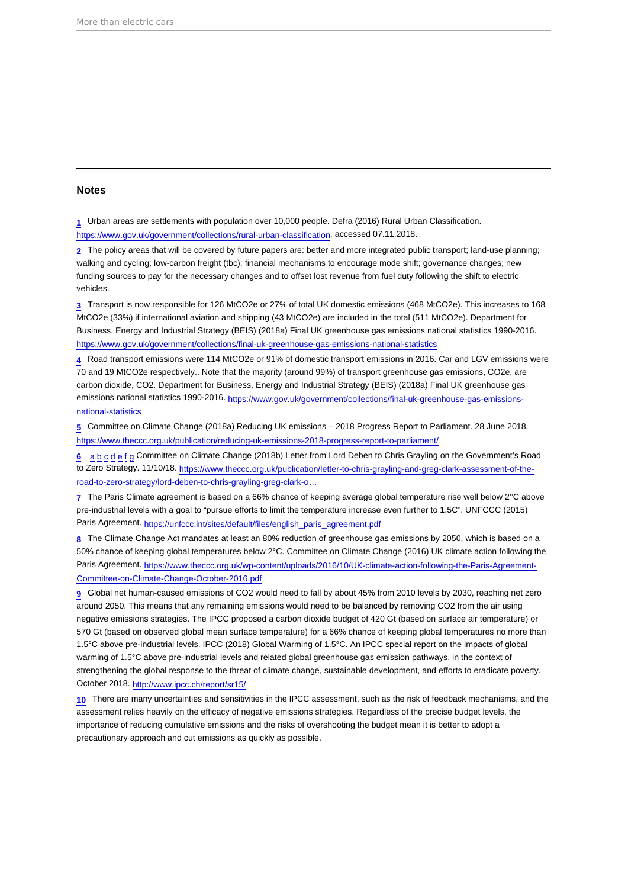## Notes

1 Urban areas are settlements with population over 10,000 people. Defra (2016) Rural Urban Classification. https://www.gov.uk/government/collections/rural-urban-classification, accessed 07.11.2018.

2 The policy areas that will be covered by future papers are: better and more integrated public transport; land-use planning; walking and cycling; low-carbon freight (tbc); financial mechanisms to encourage mode shift; governance changes; new funding sources to pay for the necessary changes and to offset lost revenue from fuel duty following the shift to electric vehicles.

3 Transport is now responsible for 126 MtCO2e or 27% of total UK domestic emissions (468 MtCO2e). This increases to 168 MtCO2e (33%) if international aviation and shipping (43 MtCO2e) are included in the total (511 MtCO2e). Department for Business, Energy and Industrial Strategy (BEIS) (2018a) Final UK greenhouse gas emissions national statistics 1990-2016. https://www.gov.uk/government/collections/final-uk-greenhouse-gas-emissions-national-statistics

4 Road transport emissions were 114 MtCO2e or 91% of domestic transport emissions in 2016. Car and LGV emissions were 70 and 19 MtCO2e respectively.. Note that the majority (around 99%) of transport greenhouse gas emissions, CO2e, are carbon dioxide, CO2. Department for Business, Energy and Industrial Strategy (BEIS) (2018a) Final UK greenhouse gas emissions national statistics 1990-2016. https://www.gov.uk/government/collections/final-uk-greenhouse-gas-emissions-national-statistics

5 Committee on Climate Change (2018a) Reducing UK emissions – 2018 Progress Report to Parliament. 28 June 2018. https://www.theccc.org.uk/publication/reducing-uk-emissions-2018-progress-report-to-parliament/

6 a b c d e f g Committee on Climate Change (2018b) Letter from Lord Deben to Chris Grayling on the Government's Road to Zero Strategy. 11/10/18. https://www.theccc.org.uk/publication/letter-to-chris-grayling-and-greg-clark-assessment-of-the-road-to-zero-strategy/lord-deben-to-chris-grayling-greg-clark-o…

7 The Paris Climate agreement is based on a 66% chance of keeping average global temperature rise well below 2°C above pre-industrial levels with a goal to "pursue efforts to limit the temperature increase even further to 1.5C". UNFCCC (2015) Paris Agreement. https://unfccc.int/sites/default/files/english_paris_agreement.pdf

8 The Climate Change Act mandates at least an 80% reduction of greenhouse gas emissions by 2050, which is based on a 50% chance of keeping global temperatures below 2°C. Committee on Climate Change (2016) UK climate action following the Paris Agreement. https://www.theccc.org.uk/wp-content/uploads/2016/10/UK-climate-action-following-the-Paris-Agreement-Committee-on-Climate-Change-October-2016.pdf

9 Global net human-caused emissions of CO2 would need to fall by about 45% from 2010 levels by 2030, reaching net zero around 2050. This means that any remaining emissions would need to be balanced by removing CO2 from the air using negative emissions strategies. The IPCC proposed a carbon dioxide budget of 420 Gt (based on surface air temperature) or 570 Gt (based on observed global mean surface temperature) for a 66% chance of keeping global temperatures no more than 1.5°C above pre-industrial levels. IPCC (2018) Global Warming of 1.5°C. An IPCC special report on the impacts of global warming of 1.5°C above pre-industrial levels and related global greenhouse gas emission pathways, in the context of strengthening the global response to the threat of climate change, sustainable development, and efforts to eradicate poverty. October 2018. http://www.ipcc.ch/report/sr15/

10 There are many uncertainties and sensitivities in the IPCC assessment, such as the risk of feedback mechanisms, and the assessment relies heavily on the efficacy of negative emissions strategies. Regardless of the precise budget levels, the importance of reducing cumulative emissions and the risks of overshooting the budget mean it is better to adopt a precautionary approach and cut emissions as quickly as possible.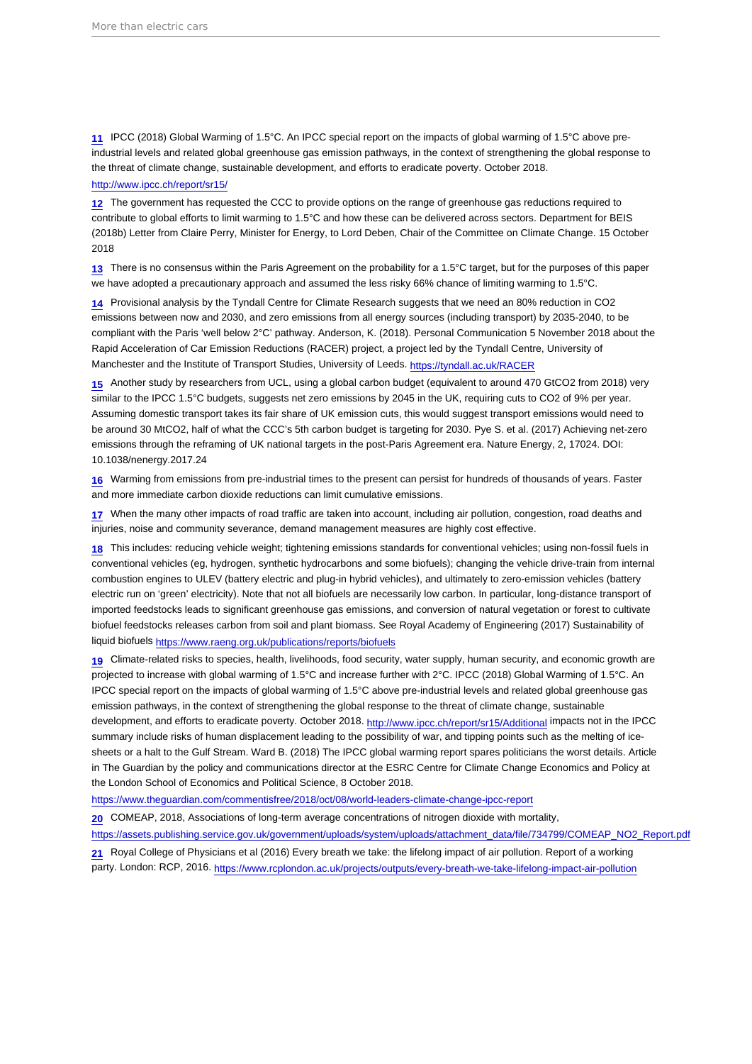11 IPCC (2018) Global Warming of 1.5°C. An IPCC special report on the impacts of global warming of 1.5°C above pre-industrial levels and related global greenhouse gas emission pathways, in the context of strengthening the global response to the threat of climate change, sustainable development, and efforts to eradicate poverty. October 2018. http://www.ipcc.ch/report/sr15/

12 The government has requested the CCC to provide options on the range of greenhouse gas reductions required to contribute to global efforts to limit warming to 1.5°C and how these can be delivered across sectors. Department for BEIS (2018b) Letter from Claire Perry, Minister for Energy, to Lord Deben, Chair of the Committee on Climate Change. 15 October 2018

13 There is no consensus within the Paris Agreement on the probability for a 1.5°C target, but for the purposes of this paper we have adopted a precautionary approach and assumed the less risky 66% chance of limiting warming to 1.5°C.

14 Provisional analysis by the Tyndall Centre for Climate Research suggests that we need an 80% reduction in $CO_2$ emissions between now and 2030, and zero emissions from all energy sources (including transport) by 2035-2040, to be compliant with the Paris 'well below 2°C' pathway. Anderson, K. (2018). Personal Communication 5 November 2018 about the Rapid Acceleration of Car Emission Reductions (RACER) project, a project led by the Tyndall Centre, University of Manchester and the Institute of Transport Studies, University of Leeds. https://tyndall.ac.uk/RACER

15 Another study by researchers from UCL, using a global carbon budget (equivalent to around 470 $GtCO_2$ from 2018) very similar to the IPCC 1.5°C budgets, suggests net zero emissions by 2045 in the UK, requiring cuts to $CO_2$ of 9% per year. Assuming domestic transport takes its fair share of UK emission cuts, this would suggest transport emissions would need to be around 30 $MtCO_2$, half of what the CCC's 5th carbon budget is targeting for 2030. Pye S. et al. (2017) Achieving net-zero emissions through the reframing of UK national targets in the post-Paris Agreement era. Nature Energy, 2, 17024. DOI: 10.1038/nenergy.2017.24

16 Warming from emissions from pre-industrial times to the present can persist for hundreds of thousands of years. Faster and more immediate carbon dioxide reductions can limit cumulative emissions.

17 When the many other impacts of road traffic are taken into account, including air pollution, congestion, road deaths and injuries, noise and community severance, demand management measures are highly cost effective.

18 This includes: reducing vehicle weight; tightening emissions standards for conventional vehicles; using non-fossil fuels in conventional vehicles (eg, hydrogen, synthetic hydrocarbons and some biofuels); changing the vehicle drive-train from internal combustion engines to ULEV (battery electric and plug-in hybrid vehicles), and ultimately to zero-emission vehicles (battery electric run on 'green' electricity). Note that not all biofuels are necessarily low carbon. In particular, long-distance transport of imported feedstocks leads to significant greenhouse gas emissions, and conversion of natural vegetation or forest to cultivate biofuel feedstocks releases carbon from soil and plant biomass. See Royal Academy of Engineering (2017) Sustainability of liquid biofuels https://www.raeng.org.uk/publications/reports/biofuels

19 Climate-related risks to species, health, livelihoods, food security, water supply, human security, and economic growth are projected to increase with global warming of 1.5°C and increase further with 2°C. IPCC (2018) Global Warming of 1.5°C. An IPCC special report on the impacts of global warming of 1.5°C above pre-industrial levels and related global greenhouse gas emission pathways, in the context of strengthening the global response to the threat of climate change, sustainable development, and efforts to eradicate poverty. October 2018. http://www.ipcc.ch/report/sr15/Additional impacts not in the IPCC summary include risks of human displacement leading to the possibility of war, and tipping points such as the melting of ice-sheets or a halt to the Gulf Stream. Ward B. (2018) The IPCC global warming report spares politicians the worst details. Article in The Guardian by the policy and communications director at the ESRC Centre for Climate Change Economics and Policy at the London School of Economics and Political Science, 8 October 2018. https://www.theguardian.com/commentisfree/2018/oct/08/world-leaders-climate-change-ipcc-report

20 COMEAP, 2018, Associations of long-term average concentrations of nitrogen dioxide with mortality, https://assets.publishing.service.gov.uk/government/uploads/system/uploads/attachment_data/file/734799/COMEAP_NO2_Report.pdf

21 Royal College of Physicians et al (2016) Every breath we take: the lifelong impact of air pollution. Report of a working party. London: RCP, 2016. https://www.rcplondon.ac.uk/projects/outputs/every-breath-we-take-lifelong-impact-air-pollution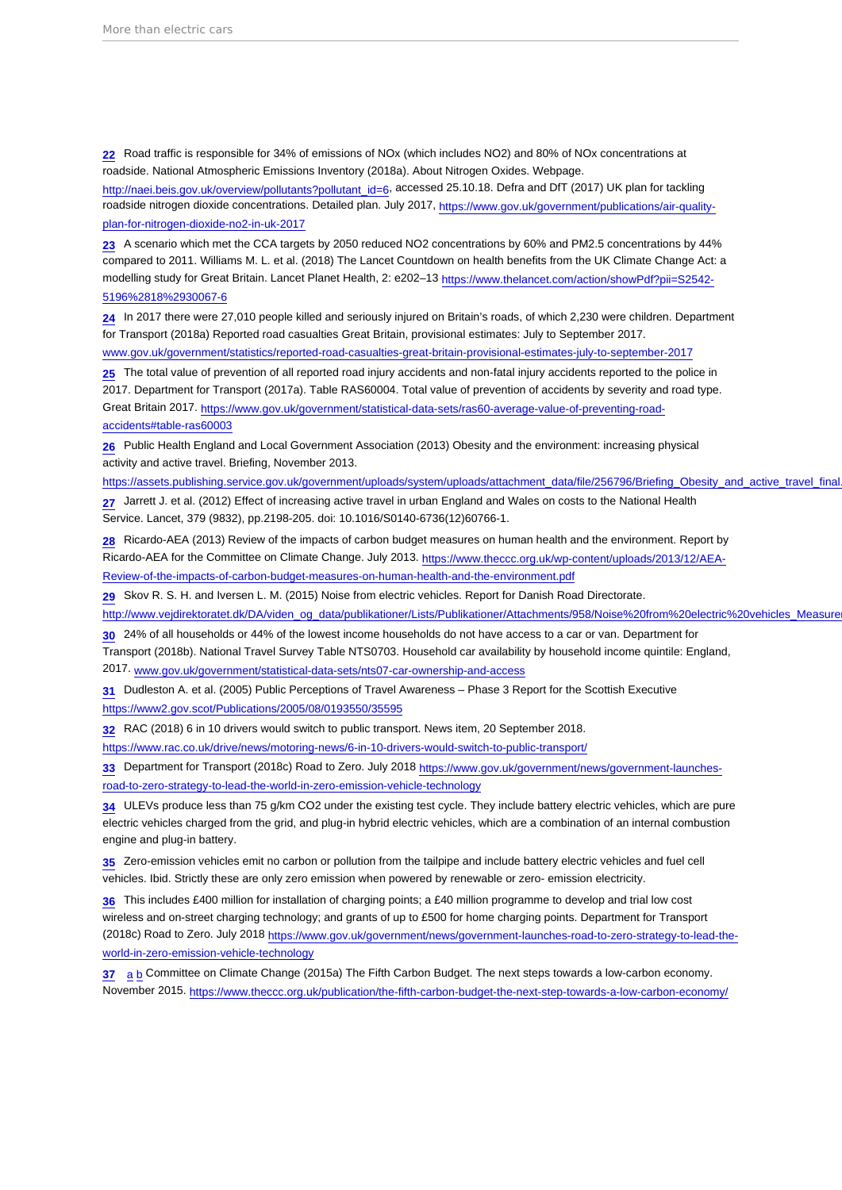22 Road traffic is responsible for 34% of emissions of NOx (which includes NO2) and 80% of NOx concentrations at roadside. National Atmospheric Emissions Inventory (2018a). About Nitrogen Oxides. Webpage. http://naei.beis.gov.uk/overview/pollutants?pollutant_id=6, accessed 25.10.18. Defra and DfT (2017) UK plan for tackling roadside nitrogen dioxide concentrations. Detailed plan. July 2017, https://www.gov.uk/government/publications/air-quality-plan-for-nitrogen-dioxide-no2-in-uk-2017

23 A scenario which met the CCA targets by 2050 reduced NO2 concentrations by 60% and PM2.5 concentrations by 44% compared to 2011. Williams M. L. et al. (2018) The Lancet Countdown on health benefits from the UK Climate Change Act: a modelling study for Great Britain. Lancet Planet Health, 2: e202–13 https://www.thelancet.com/action/showPdf?pii=S2542-5196%2818%2930067-6

24 In 2017 there were 27,010 people killed and seriously injured on Britain's roads, of which 2,230 were children. Department for Transport (2018a) Reported road casualties Great Britain, provisional estimates: July to September 2017. www.gov.uk/government/statistics/reported-road-casualties-great-britain-provisional-estimates-july-to-september-2017

25 The total value of prevention of all reported road injury accidents and non-fatal injury accidents reported to the police in 2017. Department for Transport (2017a). Table RAS60004. Total value of prevention of accidents by severity and road type. Great Britain 2017. https://www.gov.uk/government/statistical-data-sets/ras60-average-value-of-preventing-road-accidents#table-ras60003

26 Public Health England and Local Government Association (2013) Obesity and the environment: increasing physical activity and active travel. Briefing, November 2013. https://assets.publishing.service.gov.uk/government/uploads/system/uploads/attachment_data/file/256796/Briefing_Obesity_and_active_travel_final.

27 Jarrett J. et al. (2012) Effect of increasing active travel in urban England and Wales on costs to the National Health Service. Lancet, 379 (9832), pp.2198-205. doi: 10.1016/S0140-6736(12)60766-1.

28 Ricardo-AEA (2013) Review of the impacts of carbon budget measures on human health and the environment. Report by Ricardo-AEA for the Committee on Climate Change. July 2013. https://www.theccc.org.uk/wp-content/uploads/2013/12/AEA-Review-of-the-impacts-of-carbon-budget-measures-on-human-health-and-the-environment.pdf

29 Skov R. S. H. and Iversen L. M. (2015) Noise from electric vehicles. Report for Danish Road Directorate. http://www.vejdirektoratet.dk/DA/viden_og_data/publikationer/Lists/Publikationer/Attachments/958/Noise%20from%20electric%20vehicles_Measure

30 24% of all households or 44% of the lowest income households do not have access to a car or van. Department for Transport (2018b). National Travel Survey Table NTS0703. Household car availability by household income quintile: England, 2017. www.gov.uk/government/statistical-data-sets/nts07-car-ownership-and-access

31 Dudleston A. et al. (2005) Public Perceptions of Travel Awareness – Phase 3 Report for the Scottish Executive https://www2.gov.scot/Publications/2005/08/0193550/35595

32 RAC (2018) 6 in 10 drivers would switch to public transport. News item, 20 September 2018. https://www.rac.co.uk/drive/news/motoring-news/6-in-10-drivers-would-switch-to-public-transport/

33 Department for Transport (2018c) Road to Zero. July 2018 https://www.gov.uk/government/news/government-launches-road-to-zero-strategy-to-lead-the-world-in-zero-emission-vehicle-technology

34 ULEVs produce less than 75 g/km CO2 under the existing test cycle. They include battery electric vehicles, which are pure electric vehicles charged from the grid, and plug-in hybrid electric vehicles, which are a combination of an internal combustion engine and plug-in battery.

35 Zero-emission vehicles emit no carbon or pollution from the tailpipe and include battery electric vehicles and fuel cell vehicles. Ibid. Strictly these are only zero emission when powered by renewable or zero- emission electricity.

36 This includes £400 million for installation of charging points; a £40 million programme to develop and trial low cost wireless and on-street charging technology; and grants of up to £500 for home charging points. Department for Transport (2018c) Road to Zero. July 2018 https://www.gov.uk/government/news/government-launches-road-to-zero-strategy-to-lead-the-world-in-zero-emission-vehicle-technology

37 a b Committee on Climate Change (2015a) The Fifth Carbon Budget. The next steps towards a low-carbon economy. November 2015. https://www.theccc.org.uk/publication/the-fifth-carbon-budget-the-next-step-towards-a-low-carbon-economy/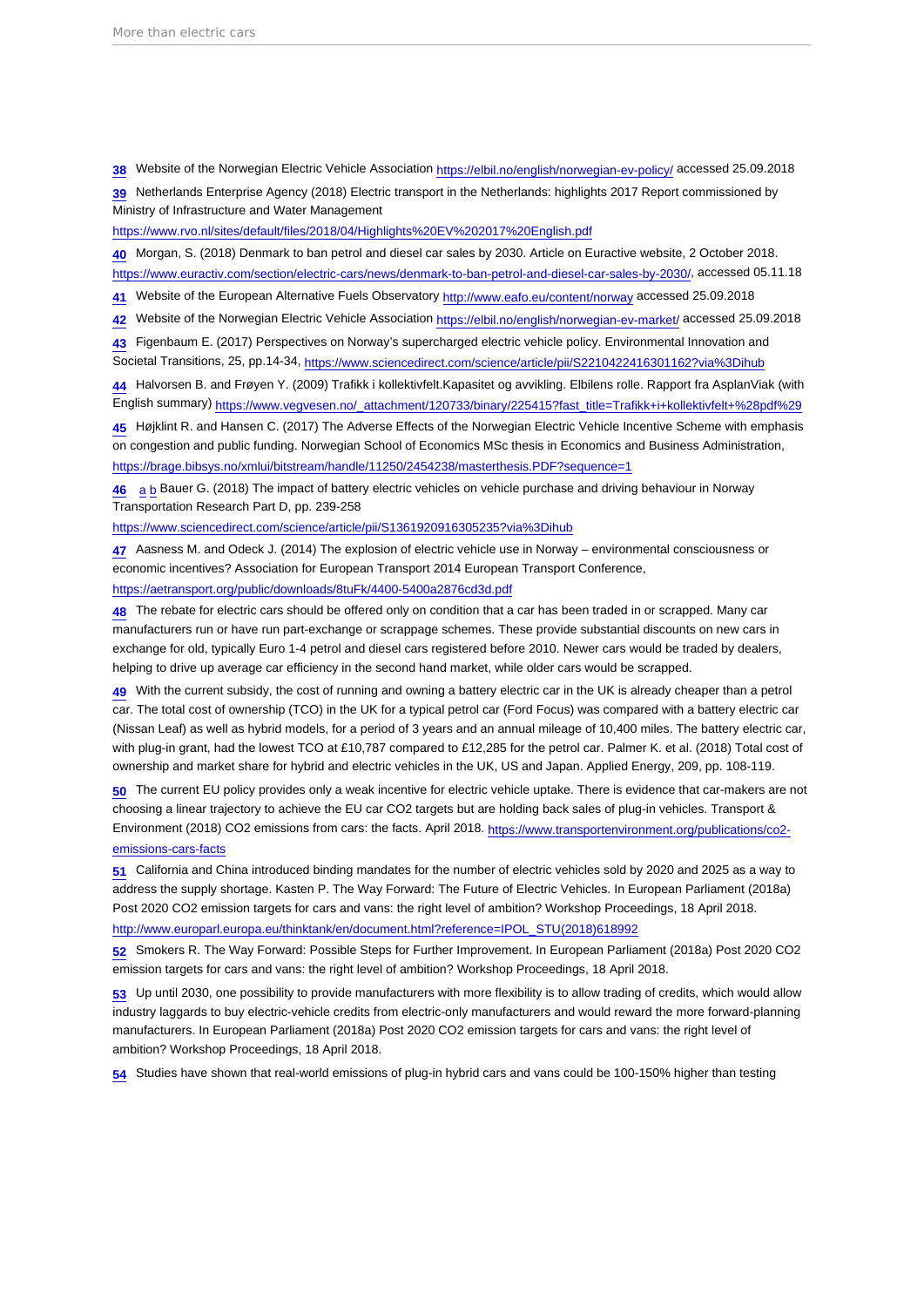38 Website of the Norwegian Electric Vehicle Association https://elbil.no/english/norwegian-ev-policy/ accessed 25.09.2018

39 Netherlands Enterprise Agency (2018) Electric transport in the Netherlands: highlights 2017 Report commissioned by Ministry of Infrastructure and Water Management
https://www.rvo.nl/sites/default/files/2018/04/Highlights%20EV%202017%20English.pdf

40 Morgan, S. (2018) Denmark to ban petrol and diesel car sales by 2030. Article on Euractive website, 2 October 2018. https://www.euractiv.com/section/electric-cars/news/denmark-to-ban-petrol-and-diesel-car-sales-by-2030/, accessed 05.11.18

41 Website of the European Alternative Fuels Observatory http://www.eafo.eu/content/norway accessed 25.09.2018

42 Website of the Norwegian Electric Vehicle Association https://elbil.no/english/norwegian-ev-market/ accessed 25.09.2018

43 Figenbaum E. (2017) Perspectives on Norway's supercharged electric vehicle policy. Environmental Innovation and Societal Transitions, 25, pp.14-34, https://www.sciencedirect.com/science/article/pii/S2210422416301162?via%3Dihub

44 Halvorsen B. and Frøyen Y. (2009) Trafikk i kollektivfelt.Kapasitet og avvikling. Elbilens rolle. Rapport fra AsplanViak (with English summary) https://www.vegvesen.no/_attachment/120733/binary/225415?fast_title=Trafikk+i+kollektivfelt+%28pdf%29

45 Højklint R. and Hansen C. (2017) The Adverse Effects of the Norwegian Electric Vehicle Incentive Scheme with emphasis on congestion and public funding. Norwegian School of Economics MSc thesis in Economics and Business Administration, https://brage.bibsys.no/xmlui/bitstream/handle/11250/2454238/masterthesis.PDF?sequence=1

46 a b Bauer G. (2018) The impact of battery electric vehicles on vehicle purchase and driving behaviour in Norway Transportation Research Part D, pp. 239-258
https://www.sciencedirect.com/science/article/pii/S1361920916305235?via%3Dihub

47 Aasness M. and Odeck J. (2014) The explosion of electric vehicle use in Norway – environmental consciousness or economic incentives? Association for European Transport 2014 European Transport Conference,
https://aetransport.org/public/downloads/8tuFk/4400-5400a2876cd3d.pdf

48 The rebate for electric cars should be offered only on condition that a car has been traded in or scrapped. Many car manufacturers run or have run part-exchange or scrappage schemes. These provide substantial discounts on new cars in exchange for old, typically Euro 1-4 petrol and diesel cars registered before 2010. Newer cars would be traded by dealers, helping to drive up average car efficiency in the second hand market, while older cars would be scrapped.

49 With the current subsidy, the cost of running and owning a battery electric car in the UK is already cheaper than a petrol car. The total cost of ownership (TCO) in the UK for a typical petrol car (Ford Focus) was compared with a battery electric car (Nissan Leaf) as well as hybrid models, for a period of 3 years and an annual mileage of 10,400 miles. The battery electric car, with plug-in grant, had the lowest TCO at £10,787 compared to £12,285 for the petrol car. Palmer K. et al. (2018) Total cost of ownership and market share for hybrid and electric vehicles in the UK, US and Japan. Applied Energy, 209, pp. 108-119.

50 The current EU policy provides only a weak incentive for electric vehicle uptake. There is evidence that car-makers are not choosing a linear trajectory to achieve the EU car $CO_2$ targets but are holding back sales of plug-in vehicles. Transport & Environment (2018) $CO_2$ emissions from cars: the facts. April 2018. https://www.transportenvironment.org/publications/co2-emissions-cars-facts

51 California and China introduced binding mandates for the number of electric vehicles sold by 2020 and 2025 as a way to address the supply shortage. Kasten P. The Way Forward: The Future of Electric Vehicles. In European Parliament (2018a) Post 2020 $CO_2$ emission targets for cars and vans: the right level of ambition? Workshop Proceedings, 18 April 2018.
http://www.europarl.europa.eu/thinktank/en/document.html?reference=IPOL_STU(2018)618992

52 Smokers R. The Way Forward: Possible Steps for Further Improvement. In European Parliament (2018a) Post 2020 $CO_2$ emission targets for cars and vans: the right level of ambition? Workshop Proceedings, 18 April 2018.

53 Up until 2030, one possibility to provide manufacturers with more flexibility is to allow trading of credits, which would allow industry laggards to buy electric-vehicle credits from electric-only manufacturers and would reward the more forward-planning manufacturers. In European Parliament (2018a) Post 2020 $CO_2$ emission targets for cars and vans: the right level of ambition? Workshop Proceedings, 18 April 2018.

54 Studies have shown that real-world emissions of plug-in hybrid cars and vans could be 100-150% higher than testing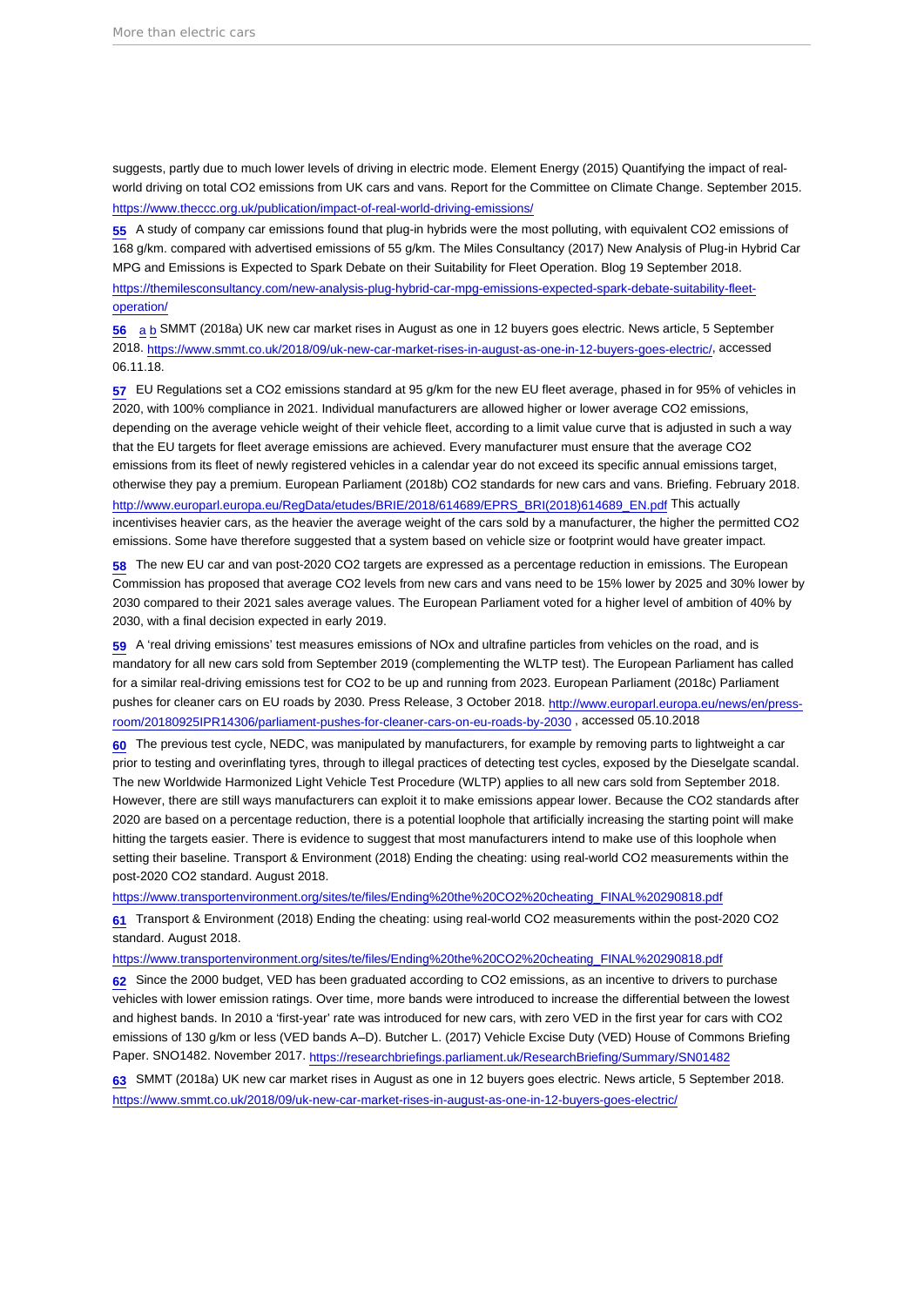suggests, partly due to much lower levels of driving in electric mode. Element Energy (2015) Quantifying the impact of real-world driving on total $CO_2$ emissions from UK cars and vans. Report for the Committee on Climate Change. September 2015. https://www.theccc.org.uk/publication/impact-of-real-world-driving-emissions/

55 A study of company car emissions found that plug-in hybrids were the most polluting, with equivalent $CO_2$ emissions of 168 g/km. compared with advertised emissions of 55 g/km. The Miles Consultancy (2017) New Analysis of Plug-in Hybrid Car MPG and Emissions is Expected to Spark Debate on their Suitability for Fleet Operation. Blog 19 September 2018. https://themilesconsultancy.com/new-analysis-plug-hybrid-car-mpg-emissions-expected-spark-debate-suitability-fleet-operation/

56 a b SMMT (2018a) UK new car market rises in August as one in 12 buyers goes electric. News article, 5 September 2018. https://www.smmt.co.uk/2018/09/uk-new-car-market-rises-in-august-as-one-in-12-buyers-goes-electric/, accessed 06.11.18.

57 EU Regulations set a $CO_2$ emissions standard at 95 g/km for the new EU fleet average, phased in for 95% of vehicles in 2020, with 100% compliance in 2021. Individual manufacturers are allowed higher or lower average $CO_2$ emissions, depending on the average vehicle weight of their vehicle fleet, according to a limit value curve that is adjusted in such a way that the EU targets for fleet average emissions are achieved. Every manufacturer must ensure that the average $CO_2$ emissions from its fleet of newly registered vehicles in a calendar year do not exceed its specific annual emissions target, otherwise they pay a premium. European Parliament (2018b) $CO_2$ standards for new cars and vans. Briefing. February 2018. http://www.europarl.europa.eu/RegData/etudes/BRIE/2018/614689/EPRS_BRI(2018)614689_EN.pdf This actually incentivises heavier cars, as the heavier the average weight of the cars sold by a manufacturer, the higher the permitted $CO_2$ emissions. Some have therefore suggested that a system based on vehicle size or footprint would have greater impact.

58 The new EU car and van post-2020 $CO_2$ targets are expressed as a percentage reduction in emissions. The European Commission has proposed that average $CO_2$ levels from new cars and vans need to be 15% lower by 2025 and 30% lower by 2030 compared to their 2021 sales average values. The European Parliament voted for a higher level of ambition of 40% by 2030, with a final decision expected in early 2019.

59 A 'real driving emissions' test measures emissions of NOx and ultrafine particles from vehicles on the road, and is mandatory for all new cars sold from September 2019 (complementing the WLTP test). The European Parliament has called for a similar real-driving emissions test for $CO_2$ to be up and running from 2023. European Parliament (2018c) Parliament pushes for cleaner cars on EU roads by 2030. Press Release, 3 October 2018. http://www.europarl.europa.eu/news/en/press-room/20180925IPR14306/parliament-pushes-for-cleaner-cars-on-eu-roads-by-2030 , accessed 05.10.2018

60 The previous test cycle, NEDC, was manipulated by manufacturers, for example by removing parts to lightweight a car prior to testing and overinflating tyres, through to illegal practices of detecting test cycles, exposed by the Dieselgate scandal. The new Worldwide Harmonized Light Vehicle Test Procedure (WLTP) applies to all new cars sold from September 2018. However, there are still ways manufacturers can exploit it to make emissions appear lower. Because the $CO_2$ standards after 2020 are based on a percentage reduction, there is a potential loophole that artificially increasing the starting point will make hitting the targets easier. There is evidence to suggest that most manufacturers intend to make use of this loophole when setting their baseline. Transport & Environment (2018) Ending the cheating: using real-world $CO_2$ measurements within the post-2020 $CO_2$ standard. August 2018.

https://www.transportenvironment.org/sites/te/files/Ending%20the%20CO2%20cheating_FINAL%20290818.pdf

61 Transport & Environment (2018) Ending the cheating: using real-world $CO_2$ measurements within the post-2020 $CO_2$ standard. August 2018.

https://www.transportenvironment.org/sites/te/files/Ending%20the%20CO2%20cheating_FINAL%20290818.pdf

62 Since the 2000 budget, VED has been graduated according to $CO_2$ emissions, as an incentive to drivers to purchase vehicles with lower emission ratings. Over time, more bands were introduced to increase the differential between the lowest and highest bands. In 2010 a 'first-year' rate was introduced for new cars, with zero VED in the first year for cars with $CO_2$ emissions of 130 g/km or less (VED bands A–D). Butcher L. (2017) Vehicle Excise Duty (VED) House of Commons Briefing Paper. SNO1482. November 2017. https://researchbriefings.parliament.uk/ResearchBriefing/Summary/SN01482

63 SMMT (2018a) UK new car market rises in August as one in 12 buyers goes electric. News article, 5 September 2018. https://www.smmt.co.uk/2018/09/uk-new-car-market-rises-in-august-as-one-in-12-buyers-goes-electric/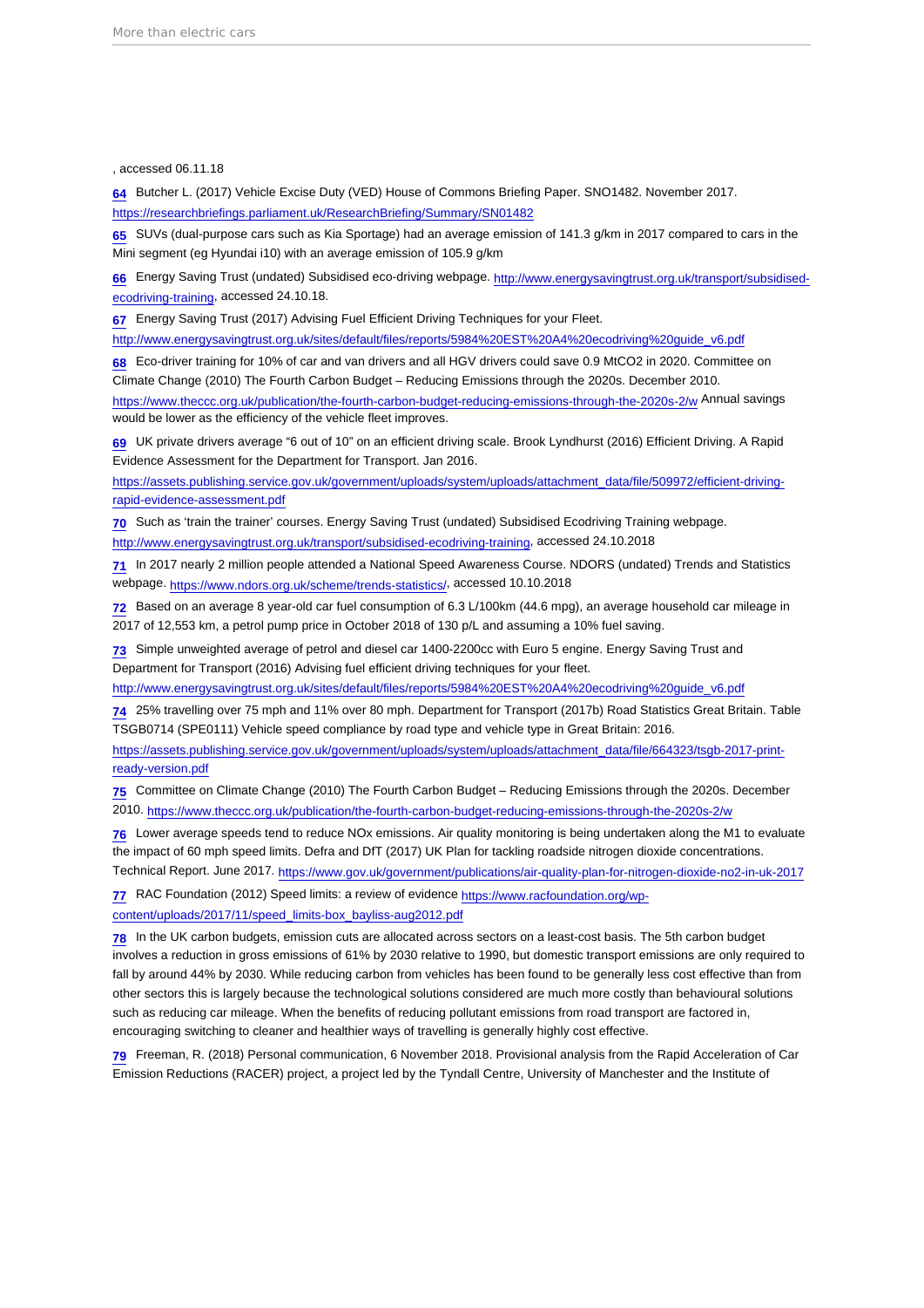, accessed 06.11.18

64 Butcher L. (2017) Vehicle Excise Duty (VED) House of Commons Briefing Paper. SNO1482. November 2017. https://researchbriefings.parliament.uk/ResearchBriefing/Summary/SN01482

65 SUVs (dual-purpose cars such as Kia Sportage) had an average emission of 141.3 g/km in 2017 compared to cars in the Mini segment (eg Hyundai i10) with an average emission of 105.9 g/km

66 Energy Saving Trust (undated) Subsidised eco-driving webpage. http://www.energysavingtrust.org.uk/transport/subsidised-ecodriving-training, accessed 24.10.18.

67 Energy Saving Trust (2017) Advising Fuel Efficient Driving Techniques for your Fleet. http://www.energysavingtrust.org.uk/sites/default/files/reports/5984%20EST%20A4%20ecodriving%20guide_v6.pdf

68 Eco-driver training for 10% of car and van drivers and all HGV drivers could save 0.9 MtCO2 in 2020. Committee on Climate Change (2010) The Fourth Carbon Budget – Reducing Emissions through the 2020s. December 2010. https://www.theccc.org.uk/publication/the-fourth-carbon-budget-reducing-emissions-through-the-2020s-2/w Annual savings would be lower as the efficiency of the vehicle fleet improves.

69 UK private drivers average "6 out of 10" on an efficient driving scale. Brook Lyndhurst (2016) Efficient Driving. A Rapid Evidence Assessment for the Department for Transport. Jan 2016. https://assets.publishing.service.gov.uk/government/uploads/system/uploads/attachment_data/file/509972/efficient-driving-rapid-evidence-assessment.pdf

70 Such as 'train the trainer' courses. Energy Saving Trust (undated) Subsidised Ecodriving Training webpage. http://www.energysavingtrust.org.uk/transport/subsidised-ecodriving-training, accessed 24.10.2018

71 In 2017 nearly 2 million people attended a National Speed Awareness Course. NDORS (undated) Trends and Statistics webpage. https://www.ndors.org.uk/scheme/trends-statistics/, accessed 10.10.2018

72 Based on an average 8 year-old car fuel consumption of 6.3 L/100km (44.6 mpg), an average household car mileage in 2017 of 12,553 km, a petrol pump price in October 2018 of 130 p/L and assuming a 10% fuel saving.

73 Simple unweighted average of petrol and diesel car 1400-2200cc with Euro 5 engine. Energy Saving Trust and Department for Transport (2016) Advising fuel efficient driving techniques for your fleet. http://www.energysavingtrust.org.uk/sites/default/files/reports/5984%20EST%20A4%20ecodriving%20guide_v6.pdf

74 25% travelling over 75 mph and 11% over 80 mph. Department for Transport (2017b) Road Statistics Great Britain. Table TSGB0714 (SPE0111) Vehicle speed compliance by road type and vehicle type in Great Britain: 2016. https://assets.publishing.service.gov.uk/government/uploads/system/uploads/attachment_data/file/664323/tsgb-2017-print-ready-version.pdf

75 Committee on Climate Change (2010) The Fourth Carbon Budget – Reducing Emissions through the 2020s. December 2010. https://www.theccc.org.uk/publication/the-fourth-carbon-budget-reducing-emissions-through-the-2020s-2/w

76 Lower average speeds tend to reduce NOx emissions. Air quality monitoring is being undertaken along the M1 to evaluate the impact of 60 mph speed limits. Defra and DfT (2017) UK Plan for tackling roadside nitrogen dioxide concentrations. Technical Report. June 2017. https://www.gov.uk/government/publications/air-quality-plan-for-nitrogen-dioxide-no2-in-uk-2017

77 RAC Foundation (2012) Speed limits: a review of evidence https://www.racfoundation.org/wp-content/uploads/2017/11/speed_limits-box_bayliss-aug2012.pdf

78 In the UK carbon budgets, emission cuts are allocated across sectors on a least-cost basis. The 5th carbon budget involves a reduction in gross emissions of 61% by 2030 relative to 1990, but domestic transport emissions are only required to fall by around 44% by 2030. While reducing carbon from vehicles has been found to be generally less cost effective than from other sectors this is largely because the technological solutions considered are much more costly than behavioural solutions such as reducing car mileage. When the benefits of reducing pollutant emissions from road transport are factored in, encouraging switching to cleaner and healthier ways of travelling is generally highly cost effective.

79 Freeman, R. (2018) Personal communication, 6 November 2018. Provisional analysis from the Rapid Acceleration of Car Emission Reductions (RACER) project, a project led by the Tyndall Centre, University of Manchester and the Institute of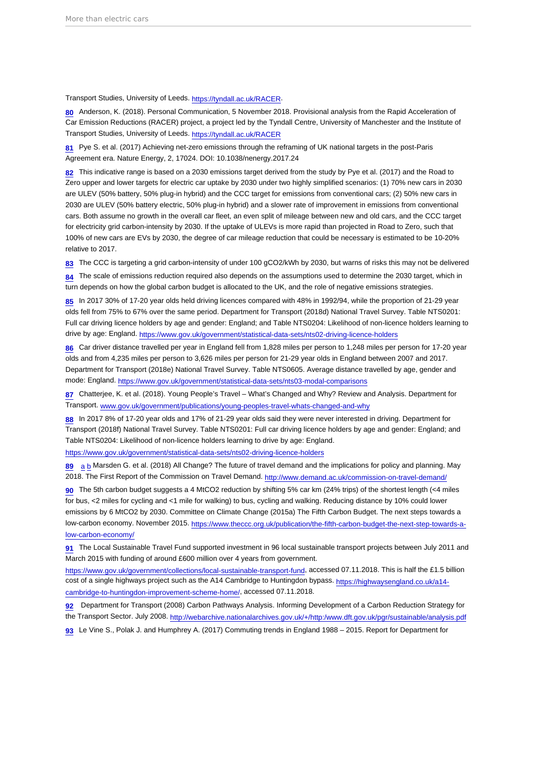Transport Studies, University of Leeds. https://tyndall.ac.uk/RACER.

80 Anderson, K. (2018). Personal Communication, 5 November 2018. Provisional analysis from the Rapid Acceleration of Car Emission Reductions (RACER) project, a project led by the Tyndall Centre, University of Manchester and the Institute of Transport Studies, University of Leeds. https://tyndall.ac.uk/RACER

81 Pye S. et al. (2017) Achieving net-zero emissions through the reframing of UK national targets in the post-Paris Agreement era. Nature Energy, 2, 17024. DOI: 10.1038/nenergy.2017.24

82 This indicative range is based on a 2030 emissions target derived from the study by Pye et al. (2017) and the Road to Zero upper and lower targets for electric car uptake by 2030 under two highly simplified scenarios: (1) 70% new cars in 2030 are ULEV (50% battery, 50% plug-in hybrid) and the CCC target for emissions from conventional cars; (2) 50% new cars in 2030 are ULEV (50% battery electric, 50% plug-in hybrid) and a slower rate of improvement in emissions from conventional cars. Both assume no growth in the overall car fleet, an even split of mileage between new and old cars, and the CCC target for electricity grid carbon-intensity by 2030. If the uptake of ULEVs is more rapid than projected in Road to Zero, such that 100% of new cars are EVs by 2030, the degree of car mileage reduction that could be necessary is estimated to be 10-20% relative to 2017.

83 The CCC is targeting a grid carbon-intensity of under 100 $gCO_2/kWh$ by 2030, but warns of risks this may not be delivered

84 The scale of emissions reduction required also depends on the assumptions used to determine the 2030 target, which in turn depends on how the global carbon budget is allocated to the UK, and the role of negative emissions strategies.

85 In 2017 30% of 17-20 year olds held driving licences compared with 48% in 1992/94, while the proportion of 21-29 year olds fell from 75% to 67% over the same period. Department for Transport (2018d) National Travel Survey. Table NTS0201: Full car driving licence holders by age and gender: England; and Table NTS0204: Likelihood of non-licence holders learning to drive by age: England. https://www.gov.uk/government/statistical-data-sets/nts02-driving-licence-holders

86 Car driver distance travelled per year in England fell from 1,828 miles per person to 1,248 miles per person for 17-20 year olds and from 4,235 miles per person to 3,626 miles per person for 21-29 year olds in England between 2007 and 2017. Department for Transport (2018e) National Travel Survey. Table NTS0605. Average distance travelled by age, gender and mode: England. https://www.gov.uk/government/statistical-data-sets/nts03-modal-comparisons

87 Chatterjee, K. et al. (2018). Young People's Travel – What's Changed and Why? Review and Analysis. Department for Transport. www.gov.uk/government/publications/young-peoples-travel-whats-changed-and-why

88 In 2017 8% of 17-20 year olds and 17% of 21-29 year olds said they were never interested in driving. Department for Transport (2018f) National Travel Survey. Table NTS0201: Full car driving licence holders by age and gender: England; and Table NTS0204: Likelihood of non-licence holders learning to drive by age: England. https://www.gov.uk/government/statistical-data-sets/nts02-driving-licence-holders

89 a b Marsden G. et al. (2018) All Change? The future of travel demand and the implications for policy and planning. May 2018. The First Report of the Commission on Travel Demand. http://www.demand.ac.uk/commission-on-travel-demand/

90 The 5th carbon budget suggests a 4 $MtCO_2$ reduction by shifting 5% car km (24% trips) of the shortest length (<4 miles for bus, <2 miles for cycling and <1 mile for walking) to bus, cycling and walking. Reducing distance by 10% could lower emissions by 6 $MtCO_2$ by 2030. Committee on Climate Change (2015a) The Fifth Carbon Budget. The next steps towards a low-carbon economy. November 2015. https://www.theccc.org.uk/publication/the-fifth-carbon-budget-the-next-step-towards-a-low-carbon-economy/

91 The Local Sustainable Travel Fund supported investment in 96 local sustainable transport projects between July 2011 and March 2015 with funding of around £600 million over 4 years from government. https://www.gov.uk/government/collections/local-sustainable-transport-fund, accessed 07.11.2018. This is half the £1.5 billion cost of a single highways project such as the A14 Cambridge to Huntingdon bypass. https://highwaysengland.co.uk/a14-cambridge-to-huntingdon-improvement-scheme-home/, accessed 07.11.2018.

92 Department for Transport (2008) Carbon Pathways Analysis. Informing Development of a Carbon Reduction Strategy for the Transport Sector. July 2008. http://webarchive.nationalarchives.gov.uk/+/http:/www.dft.gov.uk/pgr/sustainable/analysis.pdf

93 Le Vine S., Polak J. and Humphrey A. (2017) Commuting trends in England 1988 – 2015. Report for Department for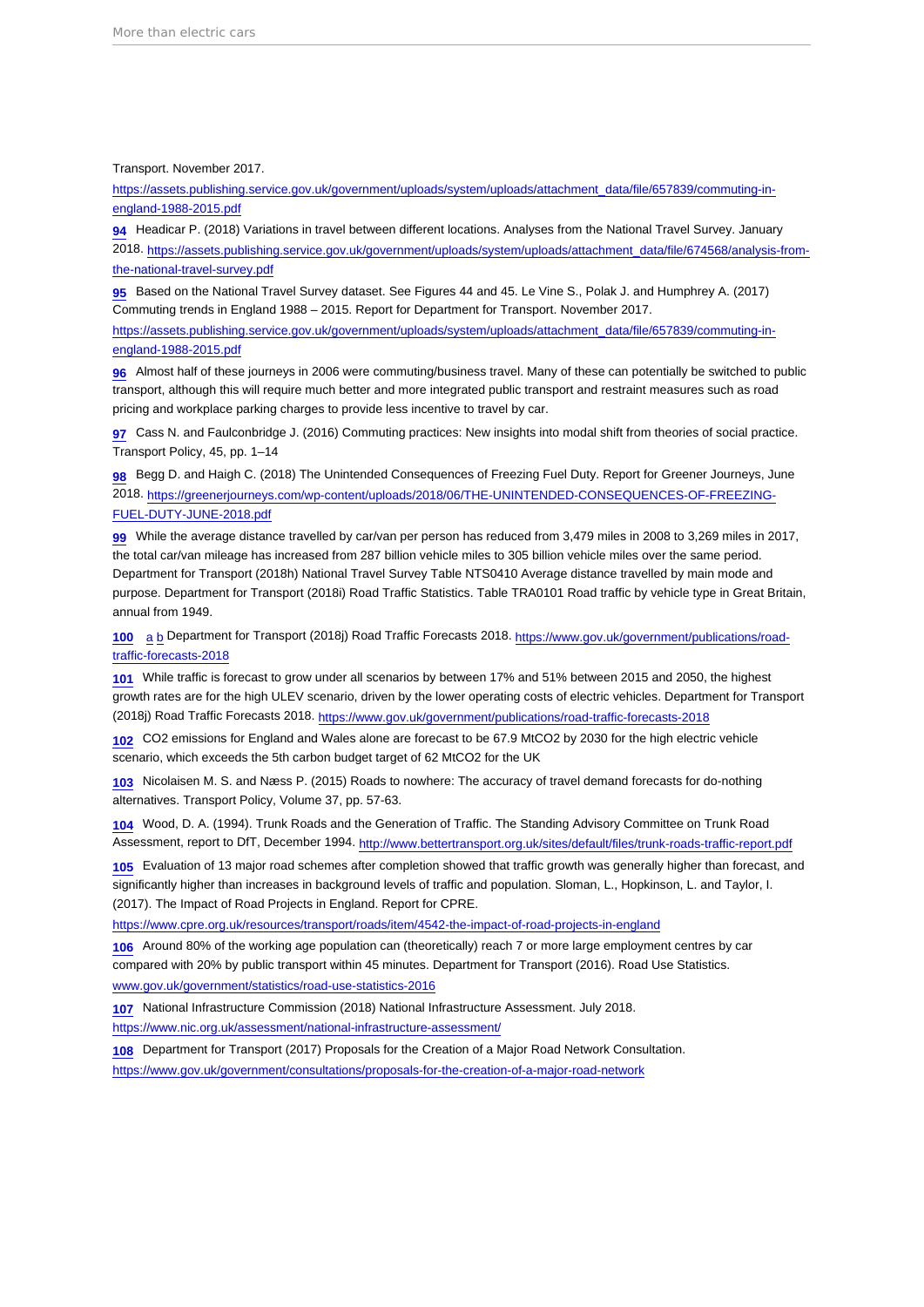Transport. November 2017.

https://assets.publishing.service.gov.uk/government/uploads/system/uploads/attachment_data/file/657839/commuting-in-england-1988-2015.pdf

94 Headicar P. (2018) Variations in travel between different locations. Analyses from the National Travel Survey. January 2018. https://assets.publishing.service.gov.uk/government/uploads/system/uploads/attachment_data/file/674568/analysis-from-the-national-travel-survey.pdf

95 Based on the National Travel Survey dataset. See Figures 44 and 45. Le Vine S., Polak J. and Humphrey A. (2017) Commuting trends in England 1988 – 2015. Report for Department for Transport. November 2017.

https://assets.publishing.service.gov.uk/government/uploads/system/uploads/attachment_data/file/657839/commuting-in-england-1988-2015.pdf

96 Almost half of these journeys in 2006 were commuting/business travel. Many of these can potentially be switched to public transport, although this will require much better and more integrated public transport and restraint measures such as road pricing and workplace parking charges to provide less incentive to travel by car.

97 Cass N. and Faulconbridge J. (2016) Commuting practices: New insights into modal shift from theories of social practice. Transport Policy, 45, pp. 1–14

98 Begg D. and Haigh C. (2018) The Unintended Consequences of Freezing Fuel Duty. Report for Greener Journeys, June 2018. https://greenerjourneys.com/wp-content/uploads/2018/06/THE-UNINTENDED-CONSEQUENCES-OF-FREEZING-FUEL-DUTY-JUNE-2018.pdf

99 While the average distance travelled by car/van per person has reduced from 3,479 miles in 2008 to 3,269 miles in 2017, the total car/van mileage has increased from 287 billion vehicle miles to 305 billion vehicle miles over the same period. Department for Transport (2018h) National Travel Survey Table NTS0410 Average distance travelled by main mode and purpose. Department for Transport (2018i) Road Traffic Statistics. Table TRA0101 Road traffic by vehicle type in Great Britain, annual from 1949.

100 a b Department for Transport (2018j) Road Traffic Forecasts 2018. https://www.gov.uk/government/publications/road-traffic-forecasts-2018

101 While traffic is forecast to grow under all scenarios by between 17% and 51% between 2015 and 2050, the highest growth rates are for the high ULEV scenario, driven by the lower operating costs of electric vehicles. Department for Transport (2018j) Road Traffic Forecasts 2018. https://www.gov.uk/government/publications/road-traffic-forecasts-2018

102 CO2 emissions for England and Wales alone are forecast to be 67.9 MtCO2 by 2030 for the high electric vehicle scenario, which exceeds the 5th carbon budget target of 62 MtCO2 for the UK

103 Nicolaisen M. S. and Næss P. (2015) Roads to nowhere: The accuracy of travel demand forecasts for do-nothing alternatives. Transport Policy, Volume 37, pp. 57-63.

104 Wood, D. A. (1994). Trunk Roads and the Generation of Traffic. The Standing Advisory Committee on Trunk Road Assessment, report to DfT, December 1994. http://www.bettertransport.org.uk/sites/default/files/trunk-roads-traffic-report.pdf

105 Evaluation of 13 major road schemes after completion showed that traffic growth was generally higher than forecast, and significantly higher than increases in background levels of traffic and population. Sloman, L., Hopkinson, L. and Taylor, I. (2017). The Impact of Road Projects in England. Report for CPRE.

https://www.cpre.org.uk/resources/transport/roads/item/4542-the-impact-of-road-projects-in-england

106 Around 80% of the working age population can (theoretically) reach 7 or more large employment centres by car compared with 20% by public transport within 45 minutes. Department for Transport (2016). Road Use Statistics.

www.gov.uk/government/statistics/road-use-statistics-2016

107 National Infrastructure Commission (2018) National Infrastructure Assessment. July 2018.

https://www.nic.org.uk/assessment/national-infrastructure-assessment/

108 Department for Transport (2017) Proposals for the Creation of a Major Road Network Consultation.

https://www.gov.uk/government/consultations/proposals-for-the-creation-of-a-major-road-network